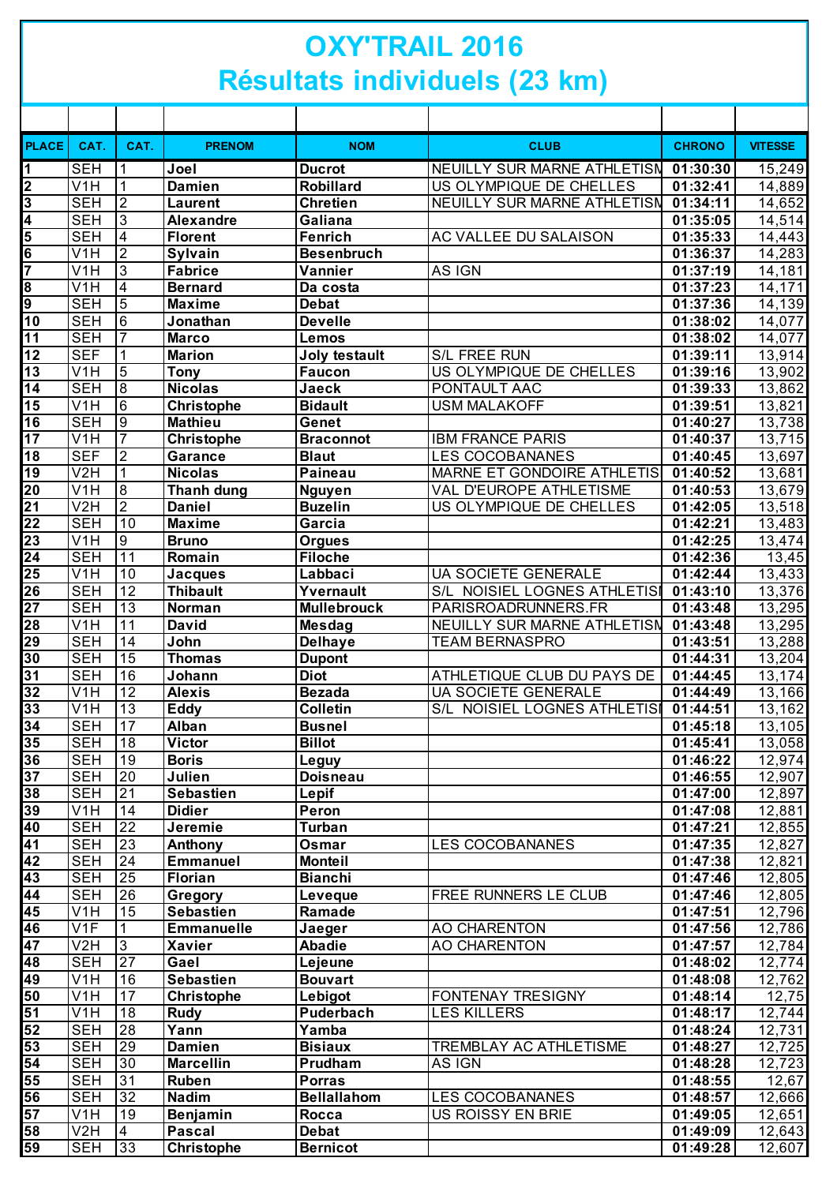# OXY'TRAIL 2016

## Résultats individuels (23 km)

| PLACE | CAT. | CAT. | PRENOM | NOM | CLUB | CHRONO | VITESSE |
|---|---|---|---|---|---|---|---|
| 1 | SEH | 1 | Joel | Ducrot | NEUILLY SUR MARNE ATHLETISM | 01:30:30 | 15,249 |
| 2 | V1H | 1 | Damien | Robillard | US OLYMPIQUE DE CHELLES | 01:32:41 | 14,889 |
| 3 | SEH | 2 | Laurent | Chretien | NEUILLY SUR MARNE ATHLETISM | 01:34:11 | 14,652 |
| 4 | SEH | 3 | Alexandre | Galiana | | 01:35:05 | 14,514 |
| 5 | SEH | 4 | Florent | Fenrich | AC VALLEE DU SALAISON | 01:35:33 | 14,443 |
| 6 | V1H | 2 | Sylvain | Besenbruch | | 01:36:37 | 14,283 |
| 7 | V1H | 3 | Fabrice | Vannier | AS IGN | 01:37:19 | 14,181 |
| 8 | V1H | 4 | Bernard | Da costa | | 01:37:23 | 14,171 |
| 9 | SEH | 5 | Maxime | Debat | | 01:37:36 | 14,139 |
| 10 | SEH | 6 | Jonathan | Develle | | 01:38:02 | 14,077 |
| 11 | SEH | 7 | Marco | Lemos | | 01:38:02 | 14,077 |
| 12 | SEF | 1 | Marion | Joly testault | S/L FREE RUN | 01:39:11 | 13,914 |
| 13 | V1H | 5 | Tony | Faucon | US OLYMPIQUE DE CHELLES | 01:39:16 | 13,902 |
| 14 | SEH | 8 | Nicolas | Jaeck | PONTAULT AAC | 01:39:33 | 13,862 |
| 15 | V1H | 6 | Christophe | Bidault | USM MALAKOFF | 01:39:51 | 13,821 |
| 16 | SEH | 9 | Mathieu | Genet | | 01:40:27 | 13,738 |
| 17 | V1H | 7 | Christophe | Braconnot | IBM FRANCE PARIS | 01:40:37 | 13,715 |
| 18 | SEF | 2 | Garance | Blaut | LES COCOBANANES | 01:40:45 | 13,697 |
| 19 | V2H | 1 | Nicolas | Paineau | MARNE ET GONDOIRE ATHLETIS | 01:40:52 | 13,681 |
| 20 | V1H | 8 | Thanh dung | Nguyen | VAL D'EUROPE ATHLETISME | 01:40:53 | 13,679 |
| 21 | V2H | 2 | Daniel | Buzelin | US OLYMPIQUE DE CHELLES | 01:42:05 | 13,518 |
| 22 | SEH | 10 | Maxime | Garcia | | 01:42:21 | 13,483 |
| 23 | V1H | 9 | Bruno | Orgues | | 01:42:25 | 13,474 |
| 24 | SEH | 11 | Romain | Filoche | | 01:42:36 | 13,45 |
| 25 | V1H | 10 | Jacques | Labbaci | UA SOCIETE GENERALE | 01:42:44 | 13,433 |
| 26 | SEH | 12 | Thibault | Yvernault | S/L NOISIEL LOGNES ATHLETISI | 01:43:10 | 13,376 |
| 27 | SEH | 13 | Norman | Mullebrouck | PARISROADRUNNERS.FR | 01:43:48 | 13,295 |
| 28 | V1H | 11 | David | Mesdag | NEUILLY SUR MARNE ATHLETISM | 01:43:48 | 13,295 |
| 29 | SEH | 14 | John | Delhaye | TEAM BERNASPRO | 01:43:51 | 13,288 |
| 30 | SEH | 15 | Thomas | Dupont | | 01:44:31 | 13,204 |
| 31 | SEH | 16 | Johann | Diot | ATHLETIQUE CLUB DU PAYS DE | 01:44:45 | 13,174 |
| 32 | V1H | 12 | Alexis | Bezada | UA SOCIETE GENERALE | 01:44:49 | 13,166 |
| 33 | V1H | 13 | Eddy | Colletin | S/L NOISIEL LOGNES ATHLETISI | 01:44:51 | 13,162 |
| 34 | SEH | 17 | Alban | Busnel | | 01:45:18 | 13,105 |
| 35 | SEH | 18 | Victor | Billot | | 01:45:41 | 13,058 |
| 36 | SEH | 19 | Boris | Leguy | | 01:46:22 | 12,974 |
| 37 | SEH | 20 | Julien | Doisneau | | 01:46:55 | 12,907 |
| 38 | SEH | 21 | Sebastien | Lepif | | 01:47:00 | 12,897 |
| 39 | V1H | 14 | Didier | Peron | | 01:47:08 | 12,881 |
| 40 | SEH | 22 | Jeremie | Turban | | 01:47:21 | 12,855 |
| 41 | SEH | 23 | Anthony | Osmar | LES COCOBANANES | 01:47:35 | 12,827 |
| 42 | SEH | 24 | Emmanuel | Monteil | | 01:47:38 | 12,821 |
| 43 | SEH | 25 | Florian | Bianchi | | 01:47:46 | 12,805 |
| 44 | SEH | 26 | Gregory | Leveque | FREE RUNNERS LE CLUB | 01:47:46 | 12,805 |
| 45 | V1H | 15 | Sebastien | Ramade | | 01:47:51 | 12,796 |
| 46 | V1F | 1 | Emmanuelle | Jaeger | AO CHARENTON | 01:47:56 | 12,786 |
| 47 | V2H | 3 | Xavier | Abadie | AO CHARENTON | 01:47:57 | 12,784 |
| 48 | SEH | 27 | Gael | Lejeune | | 01:48:02 | 12,774 |
| 49 | V1H | 16 | Sebastien | Bouvart | | 01:48:08 | 12,762 |
| 50 | V1H | 17 | Christophe | Lebigot | FONTENAY TRESIGNY | 01:48:14 | 12,75 |
| 51 | V1H | 18 | Rudy | Puderbach | LES KILLERS | 01:48:17 | 12,744 |
| 52 | SEH | 28 | Yann | Yamba | | 01:48:24 | 12,731 |
| 53 | SEH | 29 | Damien | Bisiaux | TREMBLAY AC ATHLETISME | 01:48:27 | 12,725 |
| 54 | SEH | 30 | Marcellin | Prudham | AS IGN | 01:48:28 | 12,723 |
| 55 | SEH | 31 | Ruben | Porras | | 01:48:55 | 12,67 |
| 56 | SEH | 32 | Nadim | Bellallahom | LES COCOBANANES | 01:48:57 | 12,666 |
| 57 | V1H | 19 | Benjamin | Rocca | US ROISSY EN BRIE | 01:49:05 | 12,651 |
| 58 | V2H | 4 | Pascal | Debat | | 01:49:09 | 12,643 |
| 59 | SEH | 33 | Christophe | Bernicot | | 01:49:28 | 12,607 |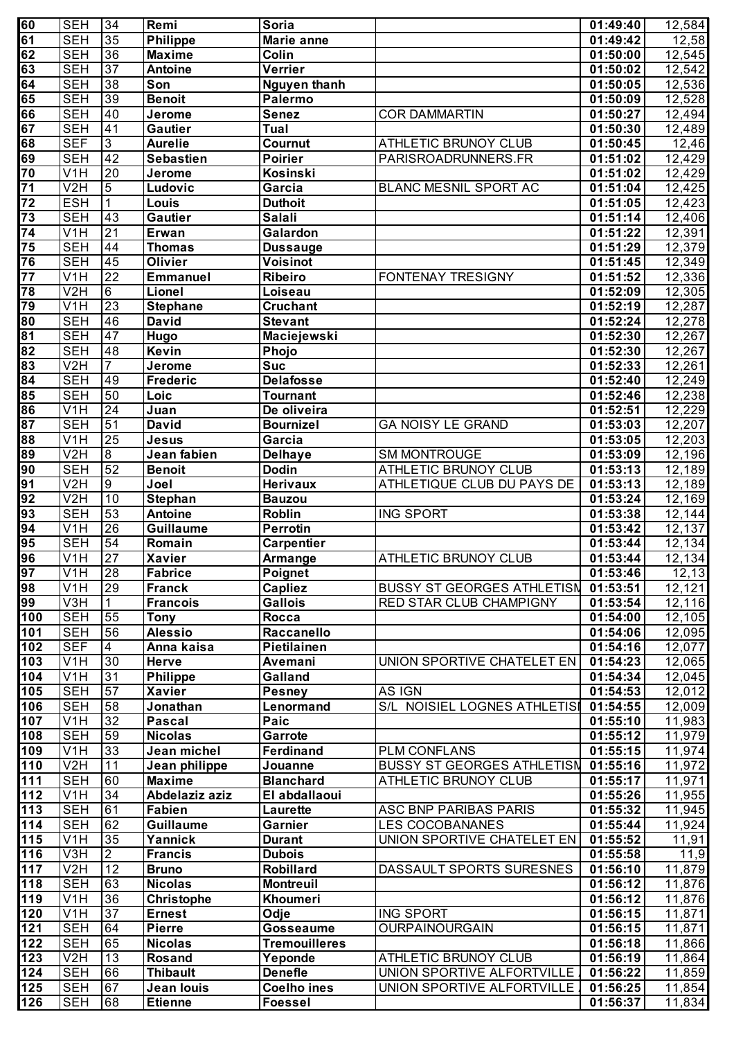| | | | | | | | |
|---|---|---|---|---|---|---|---|
| 60 | SEH | 34 | Remi | Soria | | 01:49:40 | 12,584 |
| 61 | SEH | 35 | Philippe | Marie anne | | 01:49:42 | 12,58 |
| 62 | SEH | 36 | Maxime | Colin | | 01:50:00 | 12,545 |
| 63 | SEH | 37 | Antoine | Verrier | | 01:50:02 | 12,542 |
| 64 | SEH | 38 | Son | Nguyen thanh | | 01:50:05 | 12,536 |
| 65 | SEH | 39 | Benoit | Palermo | | 01:50:09 | 12,528 |
| 66 | SEH | 40 | Jerome | Senez | COR DAMMARTIN | 01:50:27 | 12,494 |
| 67 | SEH | 41 | Gautier | Tual | | 01:50:30 | 12,489 |
| 68 | SEF | 3 | Aurelie | Cournut | ATHLETIC BRUNOY CLUB | 01:50:45 | 12,46 |
| 69 | SEH | 42 | Sebastien | Poirier | PARISROADRUNNERS.FR | 01:51:02 | 12,429 |
| 70 | V1H | 20 | Jerome | Kosinski | | 01:51:02 | 12,429 |
| 71 | V2H | 5 | Ludovic | Garcia | BLANC MESNIL SPORT AC | 01:51:04 | 12,425 |
| 72 | ESH | 1 | Louis | Duthoit | | 01:51:05 | 12,423 |
| 73 | SEH | 43 | Gautier | Salali | | 01:51:14 | 12,406 |
| 74 | V1H | 21 | Erwan | Galardon | | 01:51:22 | 12,391 |
| 75 | SEH | 44 | Thomas | Dussauge | | 01:51:29 | 12,379 |
| 76 | SEH | 45 | Olivier | Voisinot | | 01:51:45 | 12,349 |
| 77 | V1H | 22 | Emmanuel | Ribeiro | FONTENAY TRESIGNY | 01:51:52 | 12,336 |
| 78 | V2H | 6 | Lionel | Loiseau | | 01:52:09 | 12,305 |
| 79 | V1H | 23 | Stephane | Cruchant | | 01:52:19 | 12,287 |
| 80 | SEH | 46 | David | Stevant | | 01:52:24 | 12,278 |
| 81 | SEH | 47 | Hugo | Maciejewski | | 01:52:30 | 12,267 |
| 82 | SEH | 48 | Kevin | Phojo | | 01:52:30 | 12,267 |
| 83 | V2H | 7 | Jerome | Suc | | 01:52:33 | 12,261 |
| 84 | SEH | 49 | Frederic | Delafosse | | 01:52:40 | 12,249 |
| 85 | SEH | 50 | Loic | Tournant | | 01:52:46 | 12,238 |
| 86 | V1H | 24 | Juan | De oliveira | | 01:52:51 | 12,229 |
| 87 | SEH | 51 | David | Bournizel | GA NOISY LE GRAND | 01:53:03 | 12,207 |
| 88 | V1H | 25 | Jesus | Garcia | | 01:53:05 | 12,203 |
| 89 | V2H | 8 | Jean fabien | Delhaye | SM MONTROUGE | 01:53:09 | 12,196 |
| 90 | SEH | 52 | Benoit | Dodin | ATHLETIC BRUNOY CLUB | 01:53:13 | 12,189 |
| 91 | V2H | 9 | Joel | Herivaux | ATHLETIQUE CLUB DU PAYS DE | 01:53:13 | 12,189 |
| 92 | V2H | 10 | Stephan | Bauzou | | 01:53:24 | 12,169 |
| 93 | SEH | 53 | Antoine | Roblin | ING SPORT | 01:53:38 | 12,144 |
| 94 | V1H | 26 | Guillaume | Perrotin | | 01:53:42 | 12,137 |
| 95 | SEH | 54 | Romain | Carpentier | | 01:53:44 | 12,134 |
| 96 | V1H | 27 | Xavier | Armange | ATHLETIC BRUNOY CLUB | 01:53:44 | 12,134 |
| 97 | V1H | 28 | Fabrice | Poignet | | 01:53:46 | 12,13 |
| 98 | V1H | 29 | Franck | Capliez | BUSSY ST GEORGES ATHLETISM | 01:53:51 | 12,121 |
| 99 | V3H | 1 | Francois | Gallois | RED STAR CLUB CHAMPIGNY | 01:53:54 | 12,116 |
| 100 | SEH | 55 | Tony | Rocca | | 01:54:00 | 12,105 |
| 101 | SEH | 56 | Alessio | Raccanello | | 01:54:06 | 12,095 |
| 102 | SEF | 4 | Anna kaisa | Pietilainen | | 01:54:16 | 12,077 |
| 103 | V1H | 30 | Herve | Avemani | UNION SPORTIVE CHATELET EN | 01:54:23 | 12,065 |
| 104 | V1H | 31 | Philippe | Galland | | 01:54:34 | 12,045 |
| 105 | SEH | 57 | Xavier | Pesney | AS IGN | 01:54:53 | 12,012 |
| 106 | SEH | 58 | Jonathan | Lenormand | S/L NOISIEL LOGNES ATHLETISI | 01:54:55 | 12,009 |
| 107 | V1H | 32 | Pascal | Paic | | 01:55:10 | 11,983 |
| 108 | SEH | 59 | Nicolas | Garrote | | 01:55:12 | 11,979 |
| 109 | V1H | 33 | Jean michel | Ferdinand | PLM CONFLANS | 01:55:15 | 11,974 |
| 110 | V2H | 11 | Jean philippe | Jouanne | BUSSY ST GEORGES ATHLETISM | 01:55:16 | 11,972 |
| 111 | SEH | 60 | Maxime | Blanchard | ATHLETIC BRUNOY CLUB | 01:55:17 | 11,971 |
| 112 | V1H | 34 | Abdelaziz aziz | El abdallaoui | | 01:55:26 | 11,955 |
| 113 | SEH | 61 | Fabien | Laurette | ASC BNP PARIBAS PARIS | 01:55:32 | 11,945 |
| 114 | SEH | 62 | Guillaume | Garnier | LES COCOBANANES | 01:55:44 | 11,924 |
| 115 | V1H | 35 | Yannick | Durant | UNION SPORTIVE CHATELET EN | 01:55:52 | 11,91 |
| 116 | V3H | 2 | Francis | Dubois | | 01:55:58 | 11,9 |
| 117 | V2H | 12 | Bruno | Robillard | DASSAULT SPORTS SURESNES | 01:56:10 | 11,879 |
| 118 | SEH | 63 | Nicolas | Montreuil | | 01:56:12 | 11,876 |
| 119 | V1H | 36 | Christophe | Khoumeri | | 01:56:12 | 11,876 |
| 120 | V1H | 37 | Ernest | Odje | ING SPORT | 01:56:15 | 11,871 |
| 121 | SEH | 64 | Pierre | Gosseaume | OURPAINOURGAIN | 01:56:15 | 11,871 |
| 122 | SEH | 65 | Nicolas | Tremouilleres | | 01:56:18 | 11,866 |
| 123 | V2H | 13 | Rosand | Yeponde | ATHLETIC BRUNOY CLUB | 01:56:19 | 11,864 |
| 124 | SEH | 66 | Thibault | Denefle | UNION SPORTIVE ALFORTVILLE | 01:56:22 | 11,859 |
| 125 | SEH | 67 | Jean louis | Coelho ines | UNION SPORTIVE ALFORTVILLE | 01:56:25 | 11,854 |
| 126 | SEH | 68 | Etienne | Foessel | | 01:56:37 | 11,834 |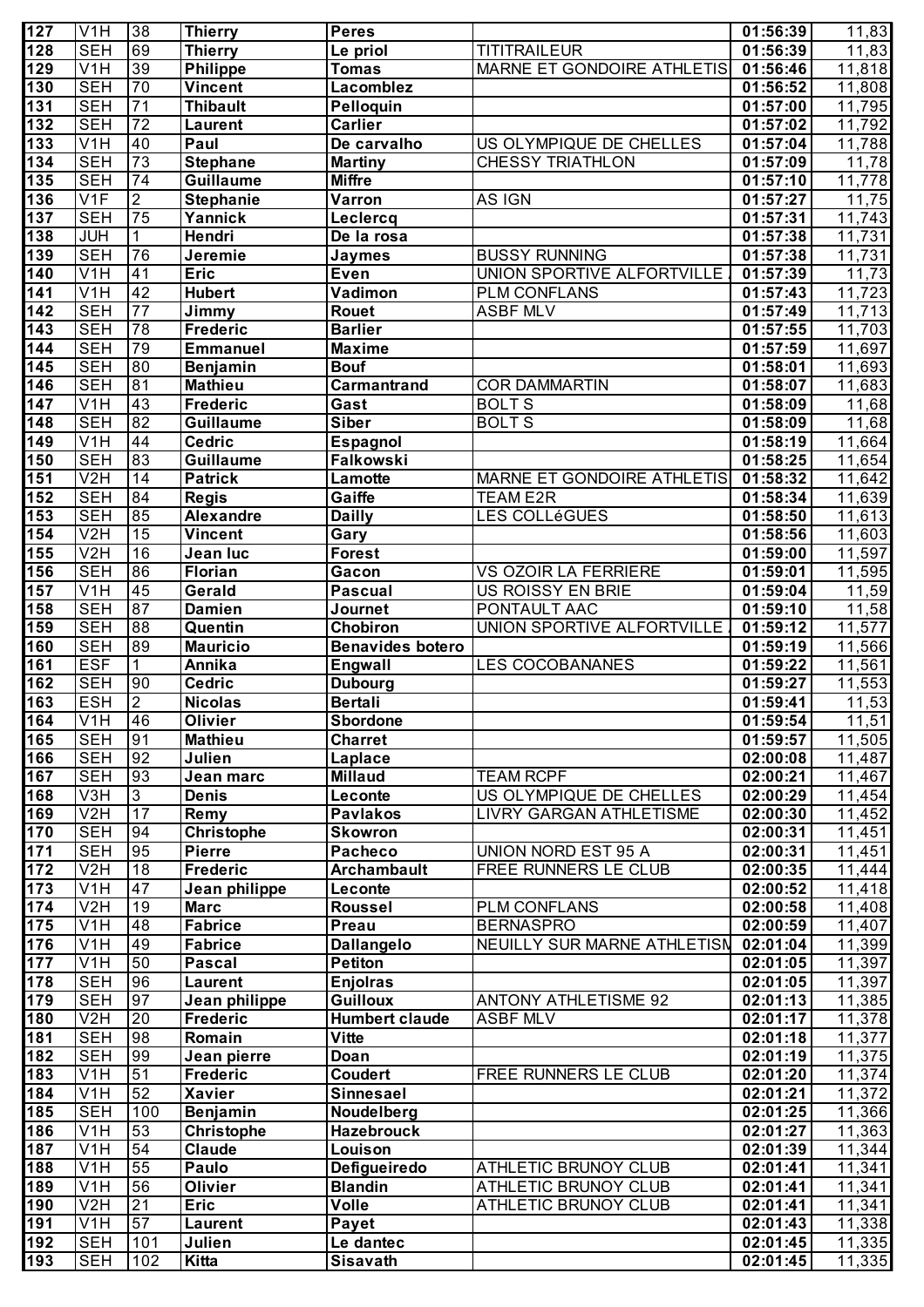| 127 | V1H | 38 | Thierry | Peres | | 01:56:39 | 11,83 |
|---|---|---|---|---|---|---|---|
| 128 | SEH | 69 | Thierry | Le priol | TITITRAILEUR | 01:56:39 | 11,83 |
| 129 | V1H | 39 | Philippe | Tomas | MARNE ET GONDOIRE ATHLETIS | 01:56:46 | 11,818 |
| 130 | SEH | 70 | Vincent | Lacomblez | | 01:56:52 | 11,808 |
| 131 | SEH | 71 | Thibault | Pelloquin | | 01:57:00 | 11,795 |
| 132 | SEH | 72 | Laurent | Carlier | | 01:57:02 | 11,792 |
| 133 | V1H | 40 | Paul | De carvalho | US OLYMPIQUE DE CHELLES | 01:57:04 | 11,788 |
| 134 | SEH | 73 | Stephane | Martiny | CHESSY TRIATHLON | 01:57:09 | 11,78 |
| 135 | SEH | 74 | Guillaume | Miffre | | 01:57:10 | 11,778 |
| 136 | V1F | 2 | Stephanie | Varron | AS IGN | 01:57:27 | 11,75 |
| 137 | SEH | 75 | Yannick | Leclercq | | 01:57:31 | 11,743 |
| 138 | JUH | 1 | Hendri | De la rosa | | 01:57:38 | 11,731 |
| 139 | SEH | 76 | Jeremie | Jaymes | BUSSY RUNNING | 01:57:38 | 11,731 |
| 140 | V1H | 41 | Eric | Even | UNION SPORTIVE ALFORTVILLE | 01:57:39 | 11,73 |
| 141 | V1H | 42 | Hubert | Vadimon | PLM CONFLANS | 01:57:43 | 11,723 |
| 142 | SEH | 77 | Jimmy | Rouet | ASBF MLV | 01:57:49 | 11,713 |
| 143 | SEH | 78 | Frederic | Barlier | | 01:57:55 | 11,703 |
| 144 | SEH | 79 | Emmanuel | Maxime | | 01:57:59 | 11,697 |
| 145 | SEH | 80 | Benjamin | Bouf | | 01:58:01 | 11,693 |
| 146 | SEH | 81 | Mathieu | Carmantrand | COR DAMMARTIN | 01:58:07 | 11,683 |
| 147 | V1H | 43 | Frederic | Gast | BOLT S | 01:58:09 | 11,68 |
| 148 | SEH | 82 | Guillaume | Siber | BOLT S | 01:58:09 | 11,68 |
| 149 | V1H | 44 | Cedric | Espagnol | | 01:58:19 | 11,664 |
| 150 | SEH | 83 | Guillaume | Falkowski | | 01:58:25 | 11,654 |
| 151 | V2H | 14 | Patrick | Lamotte | MARNE ET GONDOIRE ATHLETIS | 01:58:32 | 11,642 |
| 152 | SEH | 84 | Regis | Gaiffe | TEAM E2R | 01:58:34 | 11,639 |
| 153 | SEH | 85 | Alexandre | Dailly | LES COLLéGUES | 01:58:50 | 11,613 |
| 154 | V2H | 15 | Vincent | Gary | | 01:58:56 | 11,603 |
| 155 | V2H | 16 | Jean luc | Forest | | 01:59:00 | 11,597 |
| 156 | SEH | 86 | Florian | Gacon | VS OZOIR LA FERRIERE | 01:59:01 | 11,595 |
| 157 | V1H | 45 | Gerald | Pascual | US ROISSY EN BRIE | 01:59:04 | 11,59 |
| 158 | SEH | 87 | Damien | Journet | PONTAULT AAC | 01:59:10 | 11,58 |
| 159 | SEH | 88 | Quentin | Chobiron | UNION SPORTIVE ALFORTVILLE | 01:59:12 | 11,577 |
| 160 | SEH | 89 | Mauricio | Benavides botero | | 01:59:19 | 11,566 |
| 161 | ESF | 1 | Annika | Engwall | LES COCOBANANES | 01:59:22 | 11,561 |
| 162 | SEH | 90 | Cedric | Dubourg | | 01:59:27 | 11,553 |
| 163 | ESH | 2 | Nicolas | Bertali | | 01:59:41 | 11,53 |
| 164 | V1H | 46 | Olivier | Sbordone | | 01:59:54 | 11,51 |
| 165 | SEH | 91 | Mathieu | Charret | | 01:59:57 | 11,505 |
| 166 | SEH | 92 | Julien | Laplace | | 02:00:08 | 11,487 |
| 167 | SEH | 93 | Jean marc | Millaud | TEAM RCPF | 02:00:21 | 11,467 |
| 168 | V3H | 3 | Denis | Leconte | US OLYMPIQUE DE CHELLES | 02:00:29 | 11,454 |
| 169 | V2H | 17 | Remy | Pavlakos | LIVRY GARGAN ATHLETISME | 02:00:30 | 11,452 |
| 170 | SEH | 94 | Christophe | Skowron | | 02:00:31 | 11,451 |
| 171 | SEH | 95 | Pierre | Pacheco | UNION NORD EST 95 A | 02:00:31 | 11,451 |
| 172 | V2H | 18 | Frederic | Archambault | FREE RUNNERS LE CLUB | 02:00:35 | 11,444 |
| 173 | V1H | 47 | Jean philippe | Leconte | | 02:00:52 | 11,418 |
| 174 | V2H | 19 | Marc | Roussel | PLM CONFLANS | 02:00:58 | 11,408 |
| 175 | V1H | 48 | Fabrice | Preau | BERNASPRO | 02:00:59 | 11,407 |
| 176 | V1H | 49 | Fabrice | Dallangelo | NEUILLY SUR MARNE ATHLETISM | 02:01:04 | 11,399 |
| 177 | V1H | 50 | Pascal | Petiton | | 02:01:05 | 11,397 |
| 178 | SEH | 96 | Laurent | Enjolras | | 02:01:05 | 11,397 |
| 179 | SEH | 97 | Jean philippe | Guilloux | ANTONY ATHLETISME 92 | 02:01:13 | 11,385 |
| 180 | V2H | 20 | Frederic | Humbert claude | ASBF MLV | 02:01:17 | 11,378 |
| 181 | SEH | 98 | Romain | Vitte | | 02:01:18 | 11,377 |
| 182 | SEH | 99 | Jean pierre | Doan | | 02:01:19 | 11,375 |
| 183 | V1H | 51 | Frederic | Coudert | FREE RUNNERS LE CLUB | 02:01:20 | 11,374 |
| 184 | V1H | 52 | Xavier | Sinnesael | | 02:01:21 | 11,372 |
| 185 | SEH | 100 | Benjamin | Noudelberg | | 02:01:25 | 11,366 |
| 186 | V1H | 53 | Christophe | Hazebrouck | | 02:01:27 | 11,363 |
| 187 | V1H | 54 | Claude | Louison | | 02:01:39 | 11,344 |
| 188 | V1H | 55 | Paulo | Defigueiredo | ATHLETIC BRUNOY CLUB | 02:01:41 | 11,341 |
| 189 | V1H | 56 | Olivier | Blandin | ATHLETIC BRUNOY CLUB | 02:01:41 | 11,341 |
| 190 | V2H | 21 | Eric | Volle | ATHLETIC BRUNOY CLUB | 02:01:41 | 11,341 |
| 191 | V1H | 57 | Laurent | Payet | | 02:01:43 | 11,338 |
| 192 | SEH | 101 | Julien | Le dantec | | 02:01:45 | 11,335 |
| 193 | SEH | 102 | Kitta | Sisavath | | 02:01:45 | 11,335 |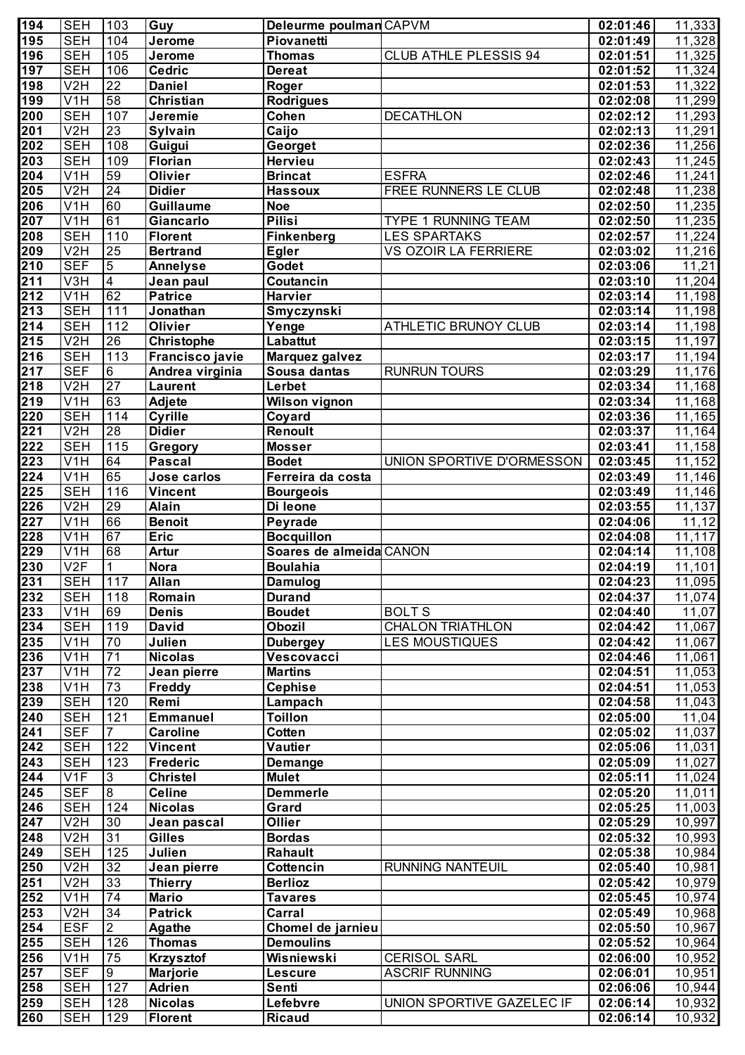| 194 | SEH | 103 | Guy | Deleurme poulman | CAPVM | 02:01:46 | 11,333 |
|---|---|---|---|---|---|---|---|
| 195 | SEH | 104 | Jerome | Piovanetti | | 02:01:49 | 11,328 |
| 196 | SEH | 105 | Jerome | Thomas | CLUB ATHLE PLESSIS 94 | 02:01:51 | 11,325 |
| 197 | SEH | 106 | Cedric | Dereat | | 02:01:52 | 11,324 |
| 198 | V2H | 22 | Daniel | Roger | | 02:01:53 | 11,322 |
| 199 | V1H | 58 | Christian | Rodrigues | | 02:02:08 | 11,299 |
| 200 | SEH | 107 | Jeremie | Cohen | DECATHLON | 02:02:12 | 11,293 |
| 201 | V2H | 23 | Sylvain | Caijo | | 02:02:13 | 11,291 |
| 202 | SEH | 108 | Guigui | Georget | | 02:02:36 | 11,256 |
| 203 | SEH | 109 | Florian | Hervieu | | 02:02:43 | 11,245 |
| 204 | V1H | 59 | Olivier | Brincat | ESFRA | 02:02:46 | 11,241 |
| 205 | V2H | 24 | Didier | Hassoux | FREE RUNNERS LE CLUB | 02:02:48 | 11,238 |
| 206 | V1H | 60 | Guillaume | Noe | | 02:02:50 | 11,235 |
| 207 | V1H | 61 | Giancarlo | Pilisi | TYPE 1 RUNNING TEAM | 02:02:50 | 11,235 |
| 208 | SEH | 110 | Florent | Finkenberg | LES SPARTAKS | 02:02:57 | 11,224 |
| 209 | V2H | 25 | Bertrand | Egler | VS OZOIR LA FERRIERE | 02:03:02 | 11,216 |
| 210 | SEF | 5 | Annelyse | Godet | | 02:03:06 | 11,21 |
| 211 | V3H | 4 | Jean paul | Coutancin | | 02:03:10 | 11,204 |
| 212 | V1H | 62 | Patrice | Harvier | | 02:03:14 | 11,198 |
| 213 | SEH | 111 | Jonathan | Smyczynski | | 02:03:14 | 11,198 |
| 214 | SEH | 112 | Olivier | Yenge | ATHLETIC BRUNOY CLUB | 02:03:14 | 11,198 |
| 215 | V2H | 26 | Christophe | Labattut | | 02:03:15 | 11,197 |
| 216 | SEH | 113 | Francisco javie | Marquez galvez | | 02:03:17 | 11,194 |
| 217 | SEF | 6 | Andrea virginia | Sousa dantas | RUNRUN TOURS | 02:03:29 | 11,176 |
| 218 | V2H | 27 | Laurent | Lerbet | | 02:03:34 | 11,168 |
| 219 | V1H | 63 | Adjete | Wilson vignon | | 02:03:34 | 11,168 |
| 220 | SEH | 114 | Cyrille | Coyard | | 02:03:36 | 11,165 |
| 221 | V2H | 28 | Didier | Renoult | | 02:03:37 | 11,164 |
| 222 | SEH | 115 | Gregory | Mosser | | 02:03:41 | 11,158 |
| 223 | V1H | 64 | Pascal | Bodet | UNION SPORTIVE D'ORMESSON | 02:03:45 | 11,152 |
| 224 | V1H | 65 | Jose carlos | Ferreira da costa | | 02:03:49 | 11,146 |
| 225 | SEH | 116 | Vincent | Bourgeois | | 02:03:49 | 11,146 |
| 226 | V2H | 29 | Alain | Di leone | | 02:03:55 | 11,137 |
| 227 | V1H | 66 | Benoit | Peyrade | | 02:04:06 | 11,12 |
| 228 | V1H | 67 | Eric | Bocquillon | | 02:04:08 | 11,117 |
| 229 | V1H | 68 | Artur | Soares de almeida | CANON | 02:04:14 | 11,108 |
| 230 | V2F | 1 | Nora | Boulahia | | 02:04:19 | 11,101 |
| 231 | SEH | 117 | Allan | Damulog | | 02:04:23 | 11,095 |
| 232 | SEH | 118 | Romain | Durand | | 02:04:37 | 11,074 |
| 233 | V1H | 69 | Denis | Boudet | BOLT S | 02:04:40 | 11,07 |
| 234 | SEH | 119 | David | Obozil | CHALON TRIATHLON | 02:04:42 | 11,067 |
| 235 | V1H | 70 | Julien | Dubergey | LES MOUSTIQUES | 02:04:42 | 11,067 |
| 236 | V1H | 71 | Nicolas | Vescovacci | | 02:04:46 | 11,061 |
| 237 | V1H | 72 | Jean pierre | Martins | | 02:04:51 | 11,053 |
| 238 | V1H | 73 | Freddy | Cephise | | 02:04:51 | 11,053 |
| 239 | SEH | 120 | Remi | Lampach | | 02:04:58 | 11,043 |
| 240 | SEH | 121 | Emmanuel | Toillon | | 02:05:00 | 11,04 |
| 241 | SEF | 7 | Caroline | Cotten | | 02:05:02 | 11,037 |
| 242 | SEH | 122 | Vincent | Vautier | | 02:05:06 | 11,031 |
| 243 | SEH | 123 | Frederic | Demange | | 02:05:09 | 11,027 |
| 244 | V1F | 3 | Christel | Mulet | | 02:05:11 | 11,024 |
| 245 | SEF | 8 | Celine | Demmerle | | 02:05:20 | 11,011 |
| 246 | SEH | 124 | Nicolas | Grard | | 02:05:25 | 11,003 |
| 247 | V2H | 30 | Jean pascal | Ollier | | 02:05:29 | 10,997 |
| 248 | V2H | 31 | Gilles | Bordas | | 02:05:32 | 10,993 |
| 249 | SEH | 125 | Julien | Rahault | | 02:05:38 | 10,984 |
| 250 | V2H | 32 | Jean pierre | Cottencin | RUNNING NANTEUIL | 02:05:40 | 10,981 |
| 251 | V2H | 33 | Thierry | Berlioz | | 02:05:42 | 10,979 |
| 252 | V1H | 74 | Mario | Tavares | | 02:05:45 | 10,974 |
| 253 | V2H | 34 | Patrick | Carral | | 02:05:49 | 10,968 |
| 254 | ESF | 2 | Agathe | Chomel de jarnieu | | 02:05:50 | 10,967 |
| 255 | SEH | 126 | Thomas | Demoulins | | 02:05:52 | 10,964 |
| 256 | V1H | 75 | Krzysztof | Wisniewski | CERISOL SARL | 02:06:00 | 10,952 |
| 257 | SEF | 9 | Marjorie | Lescure | ASCRIF RUNNING | 02:06:01 | 10,951 |
| 258 | SEH | 127 | Adrien | Senti | | 02:06:06 | 10,944 |
| 259 | SEH | 128 | Nicolas | Lefebvre | UNION SPORTIVE GAZELEC IF | 02:06:14 | 10,932 |
| 260 | SEH | 129 | Florent | Ricaud | | 02:06:14 | 10,932 |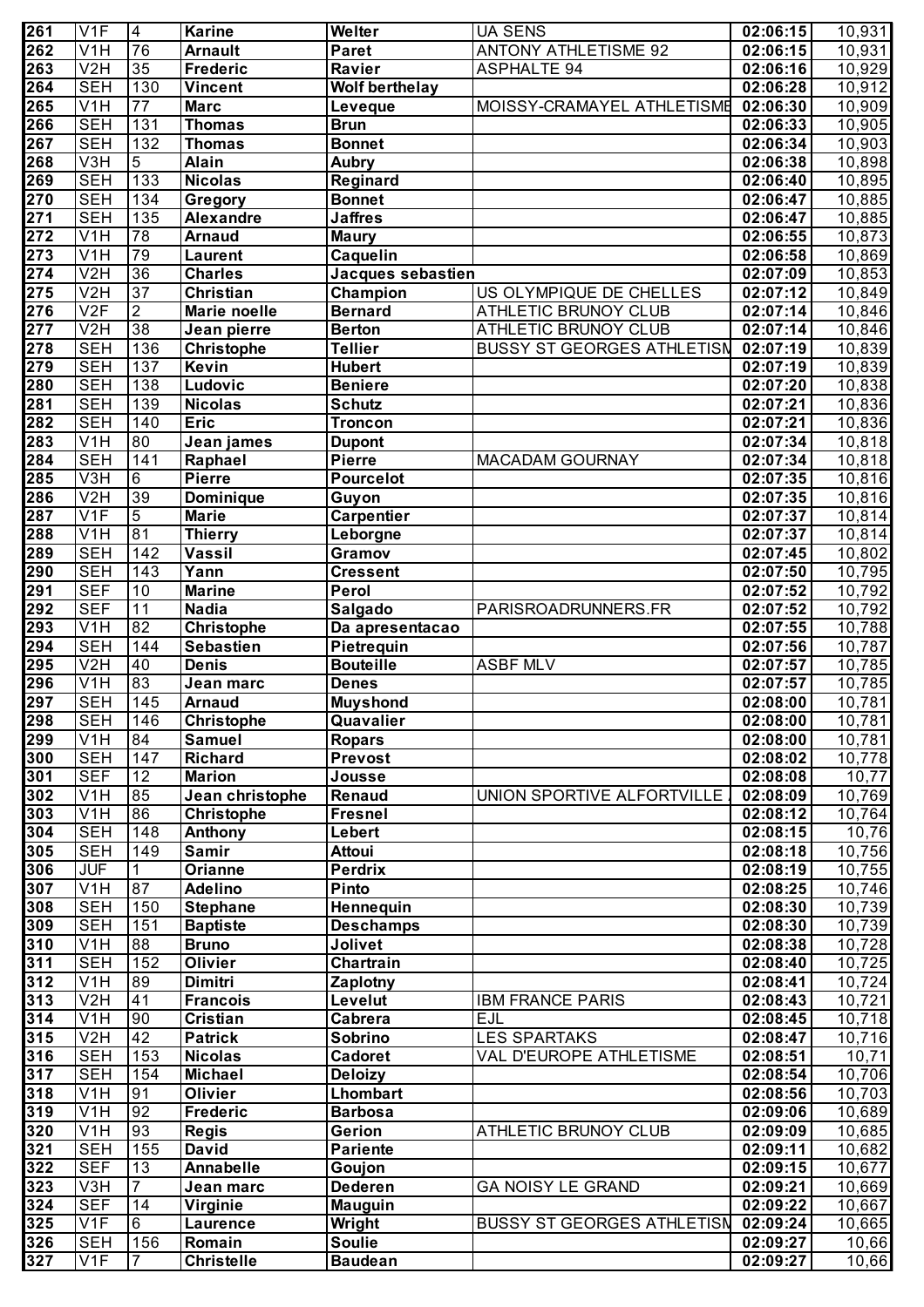| 261 | V1F | 4 | Karine | Welter | UA SENS | 02:06:15 | 10,931 |
|---|---|---|---|---|---|---|---|
| 262 | V1H | 76 | Arnault | Paret | ANTONY ATHLETISME 92 | 02:06:15 | 10,931 |
| 263 | V2H | 35 | Frederic | Ravier | ASPHALTE 94 | 02:06:16 | 10,929 |
| 264 | SEH | 130 | Vincent | Wolf berthelay | | 02:06:28 | 10,912 |
| 265 | V1H | 77 | Marc | Leveque | MOISSY-CRAMAYEL ATHLETISME | 02:06:30 | 10,909 |
| 266 | SEH | 131 | Thomas | Brun | | 02:06:33 | 10,905 |
| 267 | SEH | 132 | Thomas | Bonnet | | 02:06:34 | 10,903 |
| 268 | V3H | 5 | Alain | Aubry | | 02:06:38 | 10,898 |
| 269 | SEH | 133 | Nicolas | Reginard | | 02:06:40 | 10,895 |
| 270 | SEH | 134 | Gregory | Bonnet | | 02:06:47 | 10,885 |
| 271 | SEH | 135 | Alexandre | Jaffres | | 02:06:47 | 10,885 |
| 272 | V1H | 78 | Arnaud | Maury | | 02:06:55 | 10,873 |
| 273 | V1H | 79 | Laurent | Caquelin | | 02:06:58 | 10,869 |
| 274 | V2H | 36 | Charles | Jacques sebastien | | 02:07:09 | 10,853 |
| 275 | V2H | 37 | Christian | Champion | US OLYMPIQUE DE CHELLES | 02:07:12 | 10,849 |
| 276 | V2F | 2 | Marie noelle | Bernard | ATHLETIC BRUNOY CLUB | 02:07:14 | 10,846 |
| 277 | V2H | 38 | Jean pierre | Berton | ATHLETIC BRUNOY CLUB | 02:07:14 | 10,846 |
| 278 | SEH | 136 | Christophe | Tellier | BUSSY ST GEORGES ATHLETISM | 02:07:19 | 10,839 |
| 279 | SEH | 137 | Kevin | Hubert | | 02:07:19 | 10,839 |
| 280 | SEH | 138 | Ludovic | Beniere | | 02:07:20 | 10,838 |
| 281 | SEH | 139 | Nicolas | Schutz | | 02:07:21 | 10,836 |
| 282 | SEH | 140 | Eric | Troncon | | 02:07:21 | 10,836 |
| 283 | V1H | 80 | Jean james | Dupont | | 02:07:34 | 10,818 |
| 284 | SEH | 141 | Raphael | Pierre | MACADAM GOURNAY | 02:07:34 | 10,818 |
| 285 | V3H | 6 | Pierre | Pourcelot | | 02:07:35 | 10,816 |
| 286 | V2H | 39 | Dominique | Guyon | | 02:07:35 | 10,816 |
| 287 | V1F | 5 | Marie | Carpentier | | 02:07:37 | 10,814 |
| 288 | V1H | 81 | Thierry | Leborgne | | 02:07:37 | 10,814 |
| 289 | SEH | 142 | Vassil | Gramov | | 02:07:45 | 10,802 |
| 290 | SEH | 143 | Yann | Cressent | | 02:07:50 | 10,795 |
| 291 | SEF | 10 | Marine | Perol | | 02:07:52 | 10,792 |
| 292 | SEF | 11 | Nadia | Salgado | PARISROADRUNNERS.FR | 02:07:52 | 10,792 |
| 293 | V1H | 82 | Christophe | Da apresentacao | | 02:07:55 | 10,788 |
| 294 | SEH | 144 | Sebastien | Pietrequin | | 02:07:56 | 10,787 |
| 295 | V2H | 40 | Denis | Bouteille | ASBF MLV | 02:07:57 | 10,785 |
| 296 | V1H | 83 | Jean marc | Denes | | 02:07:57 | 10,785 |
| 297 | SEH | 145 | Arnaud | Muyshond | | 02:08:00 | 10,781 |
| 298 | SEH | 146 | Christophe | Quavalier | | 02:08:00 | 10,781 |
| 299 | V1H | 84 | Samuel | Ropars | | 02:08:00 | 10,781 |
| 300 | SEH | 147 | Richard | Prevost | | 02:08:02 | 10,778 |
| 301 | SEF | 12 | Marion | Jousse | | 02:08:08 | 10,77 |
| 302 | V1H | 85 | Jean christophe | Renaud | UNION SPORTIVE ALFORTVILLE | 02:08:09 | 10,769 |
| 303 | V1H | 86 | Christophe | Fresnel | | 02:08:12 | 10,764 |
| 304 | SEH | 148 | Anthony | Lebert | | 02:08:15 | 10,76 |
| 305 | SEH | 149 | Samir | Attoui | | 02:08:18 | 10,756 |
| 306 | JUF | 1 | Orianne | Perdrix | | 02:08:19 | 10,755 |
| 307 | V1H | 87 | Adelino | Pinto | | 02:08:25 | 10,746 |
| 308 | SEH | 150 | Stephane | Hennequin | | 02:08:30 | 10,739 |
| 309 | SEH | 151 | Baptiste | Deschamps | | 02:08:30 | 10,739 |
| 310 | V1H | 88 | Bruno | Jolivet | | 02:08:38 | 10,728 |
| 311 | SEH | 152 | Olivier | Chartrain | | 02:08:40 | 10,725 |
| 312 | V1H | 89 | Dimitri | Zaplotny | | 02:08:41 | 10,724 |
| 313 | V2H | 41 | Francois | Levelut | IBM FRANCE PARIS | 02:08:43 | 10,721 |
| 314 | V1H | 90 | Cristian | Cabrera | EJL | 02:08:45 | 10,718 |
| 315 | V2H | 42 | Patrick | Sobrino | LES SPARTAKS | 02:08:47 | 10,716 |
| 316 | SEH | 153 | Nicolas | Cadoret | VAL D'EUROPE ATHLETISME | 02:08:51 | 10,71 |
| 317 | SEH | 154 | Michael | Deloizy | | 02:08:54 | 10,706 |
| 318 | V1H | 91 | Olivier | Lhombart | | 02:08:56 | 10,703 |
| 319 | V1H | 92 | Frederic | Barbosa | | 02:09:06 | 10,689 |
| 320 | V1H | 93 | Regis | Gerion | ATHLETIC BRUNOY CLUB | 02:09:09 | 10,685 |
| 321 | SEH | 155 | David | Pariente | | 02:09:11 | 10,682 |
| 322 | SEF | 13 | Annabelle | Goujon | | 02:09:15 | 10,677 |
| 323 | V3H | 7 | Jean marc | Dederen | GA NOISY LE GRAND | 02:09:21 | 10,669 |
| 324 | SEF | 14 | Virginie | Mauguin | | 02:09:22 | 10,667 |
| 325 | V1F | 6 | Laurence | Wright | BUSSY ST GEORGES ATHLETISM | 02:09:24 | 10,665 |
| 326 | SEH | 156 | Romain | Soulie | | 02:09:27 | 10,66 |
| 327 | V1F | 7 | Christelle | Baudean | | 02:09:27 | 10,66 |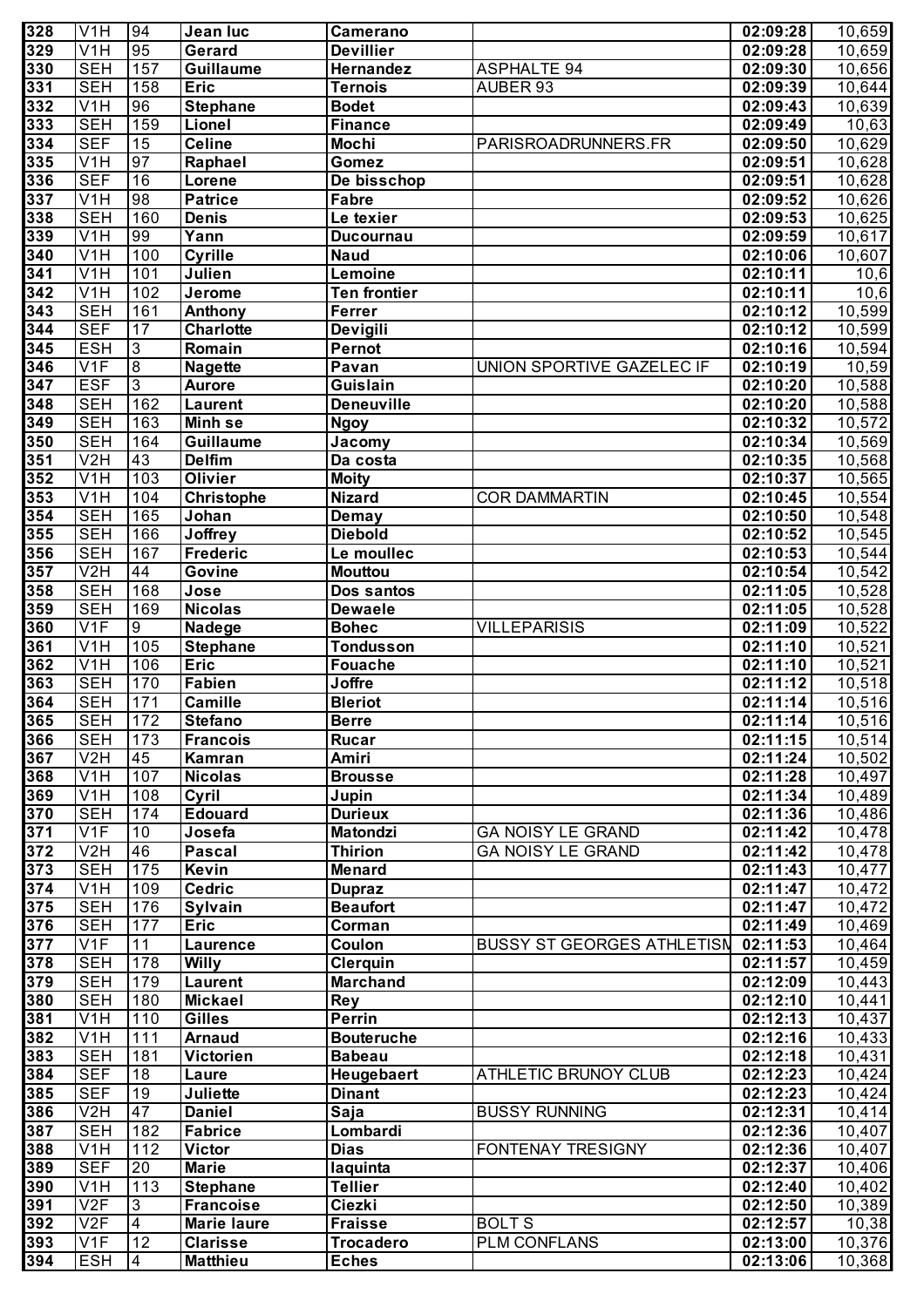| 328 | V1H | 94 | Jean luc | Camerano | | 02:09:28 | 10,659 |
|---|---|---|---|---|---|---|---|
| 329 | V1H | 95 | Gerard | Devillier | | 02:09:28 | 10,659 |
| 330 | SEH | 157 | Guillaume | Hernandez | ASPHALTE 94 | 02:09:30 | 10,656 |
| 331 | SEH | 158 | Eric | Ternois | AUBER 93 | 02:09:39 | 10,644 |
| 332 | V1H | 96 | Stephane | Bodet | | 02:09:43 | 10,639 |
| 333 | SEH | 159 | Lionel | Finance | | 02:09:49 | 10,63 |
| 334 | SEF | 15 | Celine | Mochi | PARISROADRUNNERS.FR | 02:09:50 | 10,629 |
| 335 | V1H | 97 | Raphael | Gomez | | 02:09:51 | 10,628 |
| 336 | SEF | 16 | Lorene | De bisschop | | 02:09:51 | 10,628 |
| 337 | V1H | 98 | Patrice | Fabre | | 02:09:52 | 10,626 |
| 338 | SEH | 160 | Denis | Le texier | | 02:09:53 | 10,625 |
| 339 | V1H | 99 | Yann | Ducournau | | 02:09:59 | 10,617 |
| 340 | V1H | 100 | Cyrille | Naud | | 02:10:06 | 10,607 |
| 341 | V1H | 101 | Julien | Lemoine | | 02:10:11 | 10,6 |
| 342 | V1H | 102 | Jerome | Ten frontier | | 02:10:11 | 10,6 |
| 343 | SEH | 161 | Anthony | Ferrer | | 02:10:12 | 10,599 |
| 344 | SEF | 17 | Charlotte | Devigili | | 02:10:12 | 10,599 |
| 345 | ESH | 3 | Romain | Pernot | | 02:10:16 | 10,594 |
| 346 | V1F | 8 | Nagette | Pavan | UNION SPORTIVE GAZELEC IF | 02:10:19 | 10,59 |
| 347 | ESF | 3 | Aurore | Guislain | | 02:10:20 | 10,588 |
| 348 | SEH | 162 | Laurent | Deneuville | | 02:10:20 | 10,588 |
| 349 | SEH | 163 | Minh se | Ngoy | | 02:10:32 | 10,572 |
| 350 | SEH | 164 | Guillaume | Jacomy | | 02:10:34 | 10,569 |
| 351 | V2H | 43 | Delfim | Da costa | | 02:10:35 | 10,568 |
| 352 | V1H | 103 | Olivier | Moity | | 02:10:37 | 10,565 |
| 353 | V1H | 104 | Christophe | Nizard | COR DAMMARTIN | 02:10:45 | 10,554 |
| 354 | SEH | 165 | Johan | Demay | | 02:10:50 | 10,548 |
| 355 | SEH | 166 | Joffrey | Diebold | | 02:10:52 | 10,545 |
| 356 | SEH | 167 | Frederic | Le moullec | | 02:10:53 | 10,544 |
| 357 | V2H | 44 | Govine | Mouttou | | 02:10:54 | 10,542 |
| 358 | SEH | 168 | Jose | Dos santos | | 02:11:05 | 10,528 |
| 359 | SEH | 169 | Nicolas | Dewaele | | 02:11:05 | 10,528 |
| 360 | V1F | 9 | Nadege | Bohec | VILLEPARISIS | 02:11:09 | 10,522 |
| 361 | V1H | 105 | Stephane | Tondusson | | 02:11:10 | 10,521 |
| 362 | V1H | 106 | Eric | Fouache | | 02:11:10 | 10,521 |
| 363 | SEH | 170 | Fabien | Joffre | | 02:11:12 | 10,518 |
| 364 | SEH | 171 | Camille | Bleriot | | 02:11:14 | 10,516 |
| 365 | SEH | 172 | Stefano | Berre | | 02:11:14 | 10,516 |
| 366 | SEH | 173 | Francois | Rucar | | 02:11:15 | 10,514 |
| 367 | V2H | 45 | Kamran | Amiri | | 02:11:24 | 10,502 |
| 368 | V1H | 107 | Nicolas | Brousse | | 02:11:28 | 10,497 |
| 369 | V1H | 108 | Cyril | Jupin | | 02:11:34 | 10,489 |
| 370 | SEH | 174 | Edouard | Durieux | | 02:11:36 | 10,486 |
| 371 | V1F | 10 | Josefa | Matondzi | GA NOISY LE GRAND | 02:11:42 | 10,478 |
| 372 | V2H | 46 | Pascal | Thirion | GA NOISY LE GRAND | 02:11:42 | 10,478 |
| 373 | SEH | 175 | Kevin | Menard | | 02:11:43 | 10,477 |
| 374 | V1H | 109 | Cedric | Dupraz | | 02:11:47 | 10,472 |
| 375 | SEH | 176 | Sylvain | Beaufort | | 02:11:47 | 10,472 |
| 376 | SEH | 177 | Eric | Corman | | 02:11:49 | 10,469 |
| 377 | V1F | 11 | Laurence | Coulon | BUSSY ST GEORGES ATHLETISM | 02:11:53 | 10,464 |
| 378 | SEH | 178 | Willy | Clerquin | | 02:11:57 | 10,459 |
| 379 | SEH | 179 | Laurent | Marchand | | 02:12:09 | 10,443 |
| 380 | SEH | 180 | Mickael | Rey | | 02:12:10 | 10,441 |
| 381 | V1H | 110 | Gilles | Perrin | | 02:12:13 | 10,437 |
| 382 | V1H | 111 | Arnaud | Bouteruche | | 02:12:16 | 10,433 |
| 383 | SEH | 181 | Victorien | Babeau | | 02:12:18 | 10,431 |
| 384 | SEF | 18 | Laure | Heugebaert | ATHLETIC BRUNOY CLUB | 02:12:23 | 10,424 |
| 385 | SEF | 19 | Juliette | Dinant | | 02:12:23 | 10,424 |
| 386 | V2H | 47 | Daniel | Saja | BUSSY RUNNING | 02:12:31 | 10,414 |
| 387 | SEH | 182 | Fabrice | Lombardi | | 02:12:36 | 10,407 |
| 388 | V1H | 112 | Victor | Dias | FONTENAY TRESIGNY | 02:12:36 | 10,407 |
| 389 | SEF | 20 | Marie | Iaquinta | | 02:12:37 | 10,406 |
| 390 | V1H | 113 | Stephane | Tellier | | 02:12:40 | 10,402 |
| 391 | V2F | 3 | Francoise | Ciezki | | 02:12:50 | 10,389 |
| 392 | V2F | 4 | Marie laure | Fraisse | BOLT S | 02:12:57 | 10,38 |
| 393 | V1F | 12 | Clarisse | Trocadero | PLM CONFLANS | 02:13:00 | 10,376 |
| 394 | ESH | 4 | Matthieu | Eches | | 02:13:06 | 10,368 |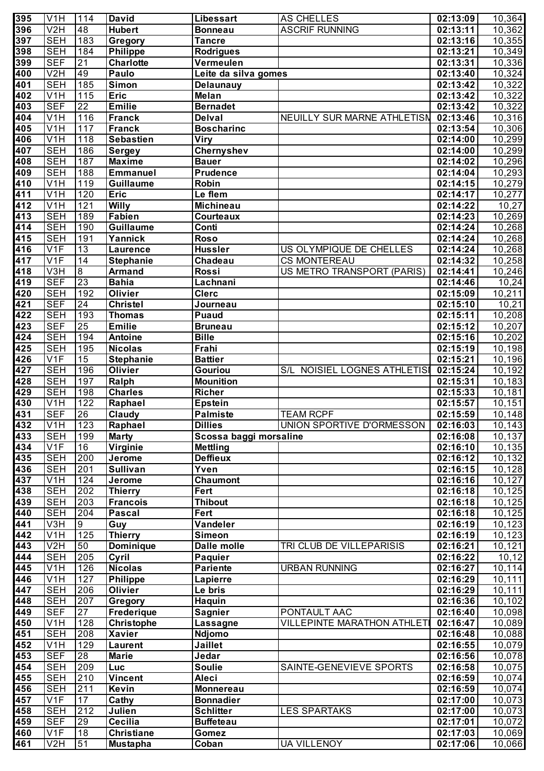| 395 | V1H | 114 | David | Libessart | AS CHELLES | 02:13:09 | 10,364 |
|---|---|---|---|---|---|---|---|
| 396 | V2H | 48 | Hubert | Bonneau | ASCRIF RUNNING | 02:13:11 | 10,362 |
| 397 | SEH | 183 | Gregory | Tancre | | 02:13:16 | 10,355 |
| 398 | SEH | 184 | Philippe | Rodrigues | | 02:13:21 | 10,349 |
| 399 | SEF | 21 | Charlotte | Vermeulen | | 02:13:31 | 10,336 |
| 400 | V2H | 49 | Paulo | Leite da silva gomes | | 02:13:40 | 10,324 |
| 401 | SEH | 185 | Simon | Delaunauy | | 02:13:42 | 10,322 |
| 402 | V1H | 115 | Eric | Melan | | 02:13:42 | 10,322 |
| 403 | SEF | 22 | Emilie | Bernadet | | 02:13:42 | 10,322 |
| 404 | V1H | 116 | Franck | Delval | NEUILLY SUR MARNE ATHLETISM | 02:13:46 | 10,316 |
| 405 | V1H | 117 | Franck | Boscharinc | | 02:13:54 | 10,306 |
| 406 | V1H | 118 | Sebastien | Viry | | 02:14:00 | 10,299 |
| 407 | SEH | 186 | Sergey | Chernyshev | | 02:14:00 | 10,299 |
| 408 | SEH | 187 | Maxime | Bauer | | 02:14:02 | 10,296 |
| 409 | SEH | 188 | Emmanuel | Prudence | | 02:14:04 | 10,293 |
| 410 | V1H | 119 | Guillaume | Robin | | 02:14:15 | 10,279 |
| 411 | V1H | 120 | Eric | Le flem | | 02:14:17 | 10,277 |
| 412 | V1H | 121 | Willy | Michineau | | 02:14:22 | 10,27 |
| 413 | SEH | 189 | Fabien | Courteaux | | 02:14:23 | 10,269 |
| 414 | SEH | 190 | Guillaume | Conti | | 02:14:24 | 10,268 |
| 415 | SEH | 191 | Yannick | Roso | | 02:14:24 | 10,268 |
| 416 | V1F | 13 | Laurence | Hussler | US OLYMPIQUE DE CHELLES | 02:14:24 | 10,268 |
| 417 | V1F | 14 | Stephanie | Chadeau | CS MONTEREAU | 02:14:32 | 10,258 |
| 418 | V3H | 8 | Armand | Rossi | US METRO TRANSPORT (PARIS) | 02:14:41 | 10,246 |
| 419 | SEF | 23 | Bahia | Lachnani | | 02:14:46 | 10,24 |
| 420 | SEH | 192 | Olivier | Clerc | | 02:15:09 | 10,211 |
| 421 | SEF | 24 | Christel | Journeau | | 02:15:10 | 10,21 |
| 422 | SEH | 193 | Thomas | Puaud | | 02:15:11 | 10,208 |
| 423 | SEF | 25 | Emilie | Bruneau | | 02:15:12 | 10,207 |
| 424 | SEH | 194 | Antoine | Bille | | 02:15:16 | 10,202 |
| 425 | SEH | 195 | Nicolas | Frahi | | 02:15:19 | 10,198 |
| 426 | V1F | 15 | Stephanie | Battier | | 02:15:21 | 10,196 |
| 427 | SEH | 196 | Olivier | Gouriou | S/L NOISIEL LOGNES ATHLETISI | 02:15:24 | 10,192 |
| 428 | SEH | 197 | Ralph | Mounition | | 02:15:31 | 10,183 |
| 429 | SEH | 198 | Charles | Richer | | 02:15:33 | 10,181 |
| 430 | V1H | 122 | Raphael | Epstein | | 02:15:57 | 10,151 |
| 431 | SEF | 26 | Claudy | Palmiste | TEAM RCPF | 02:15:59 | 10,148 |
| 432 | V1H | 123 | Raphael | Dillies | UNION SPORTIVE D'ORMESSON | 02:16:03 | 10,143 |
| 433 | SEH | 199 | Marty | Scossa baggi morsaline | | 02:16:08 | 10,137 |
| 434 | V1F | 16 | Virginie | Mettling | | 02:16:10 | 10,135 |
| 435 | SEH | 200 | Jerome | Deffieux | | 02:16:12 | 10,132 |
| 436 | SEH | 201 | Sullivan | Yven | | 02:16:15 | 10,128 |
| 437 | V1H | 124 | Jerome | Chaumont | | 02:16:16 | 10,127 |
| 438 | SEH | 202 | Thierry | Fert | | 02:16:18 | 10,125 |
| 439 | SEH | 203 | Francois | Thibout | | 02:16:18 | 10,125 |
| 440 | SEH | 204 | Pascal | Fert | | 02:16:18 | 10,125 |
| 441 | V3H | 9 | Guy | Vandeler | | 02:16:19 | 10,123 |
| 442 | V1H | 125 | Thierry | Simeon | | 02:16:19 | 10,123 |
| 443 | V2H | 50 | Dominique | Dalle molle | TRI CLUB DE VILLEPARISIS | 02:16:21 | 10,121 |
| 444 | SEH | 205 | Cyril | Paquier | | 02:16:22 | 10,12 |
| 445 | V1H | 126 | Nicolas | Pariente | URBAN RUNNING | 02:16:27 | 10,114 |
| 446 | V1H | 127 | Philippe | Lapierre | | 02:16:29 | 10,111 |
| 447 | SEH | 206 | Olivier | Le bris | | 02:16:29 | 10,111 |
| 448 | SEH | 207 | Gregory | Haquin | | 02:16:36 | 10,102 |
| 449 | SEF | 27 | Frederique | Sagnier | PONTAULT AAC | 02:16:40 | 10,098 |
| 450 | V1H | 128 | Christophe | Lassagne | VILLEPINTE MARATHON ATHLETI | 02:16:47 | 10,089 |
| 451 | SEH | 208 | Xavier | Ndjomo | | 02:16:48 | 10,088 |
| 452 | V1H | 129 | Laurent | Jaillet | | 02:16:55 | 10,079 |
| 453 | SEF | 28 | Marie | Jedar | | 02:16:56 | 10,078 |
| 454 | SEH | 209 | Luc | Soulie | SAINTE-GENEVIEVE SPORTS | 02:16:58 | 10,075 |
| 455 | SEH | 210 | Vincent | Aleci | | 02:16:59 | 10,074 |
| 456 | SEH | 211 | Kevin | Monnereau | | 02:16:59 | 10,074 |
| 457 | V1F | 17 | Cathy | Bonnadier | | 02:17:00 | 10,073 |
| 458 | SEH | 212 | Julien | Schlitter | LES SPARTAKS | 02:17:00 | 10,073 |
| 459 | SEF | 29 | Cecilia | Buffeteau | | 02:17:01 | 10,072 |
| 460 | V1F | 18 | Christiane | Gomez | | 02:17:03 | 10,069 |
| 461 | V2H | 51 | Mustapha | Coban | UA VILLENOY | 02:17:06 | 10,066 |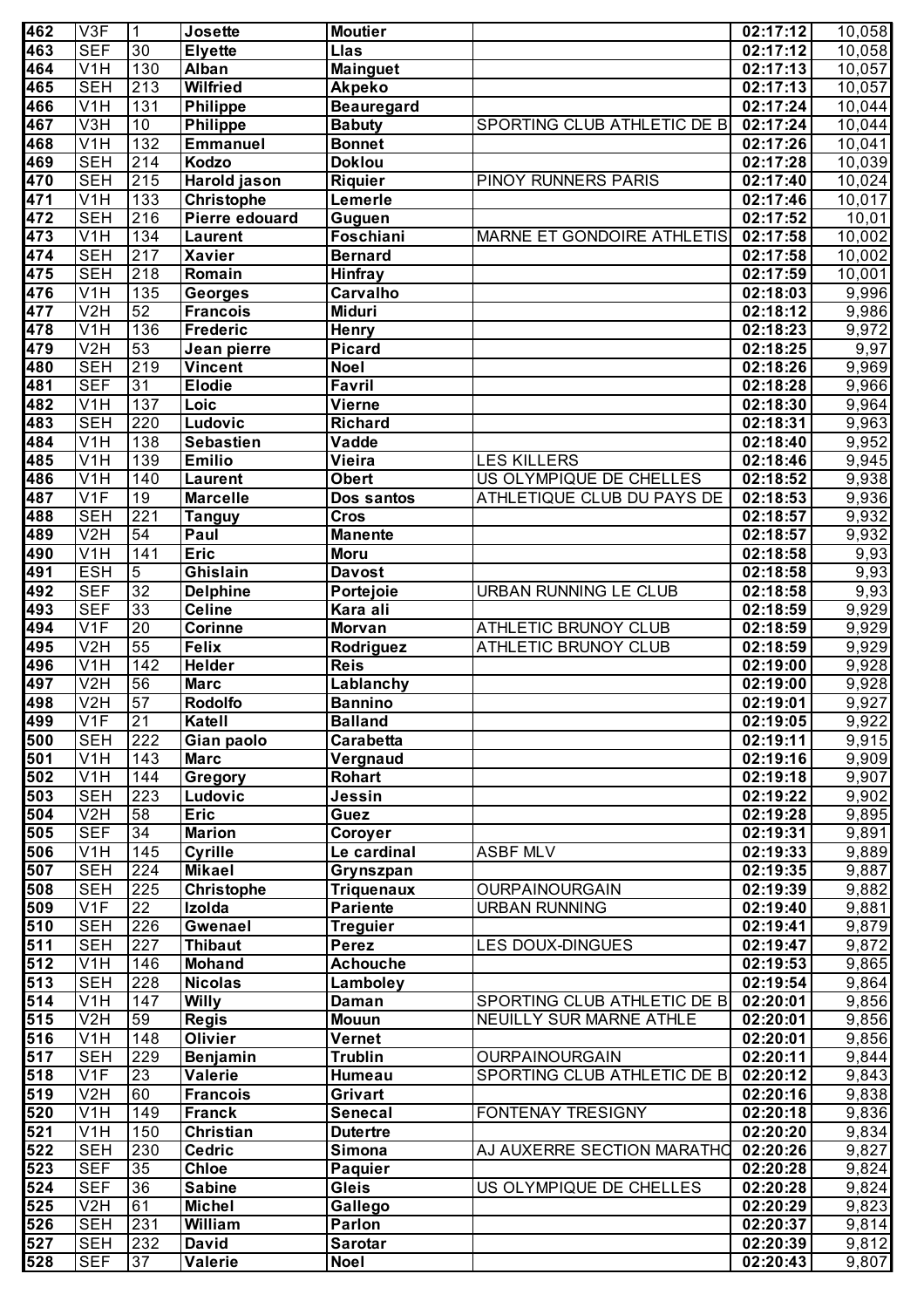| 462 | V3F | 1 | Josette | Moutier | | 02:17:12 | 10,058 |
|---|---|---|---|---|---|---|---|
| 463 | SEF | 30 | Elyette | Llas | | 02:17:12 | 10,058 |
| 464 | V1H | 130 | Alban | Mainguet | | 02:17:13 | 10,057 |
| 465 | SEH | 213 | Wilfried | Akpeko | | 02:17:13 | 10,057 |
| 466 | V1H | 131 | Philippe | Beauregard | | 02:17:24 | 10,044 |
| 467 | V3H | 10 | Philippe | Babuty | SPORTING CLUB ATHLETIC DE B | 02:17:24 | 10,044 |
| 468 | V1H | 132 | Emmanuel | Bonnet | | 02:17:26 | 10,041 |
| 469 | SEH | 214 | Kodzo | Doklou | | 02:17:28 | 10,039 |
| 470 | SEH | 215 | Harold jason | Riquier | PINOY RUNNERS PARIS | 02:17:40 | 10,024 |
| 471 | V1H | 133 | Christophe | Lemerle | | 02:17:46 | 10,017 |
| 472 | SEH | 216 | Pierre edouard | Guguen | | 02:17:52 | 10,01 |
| 473 | V1H | 134 | Laurent | Foschiani | MARNE ET GONDOIRE ATHLETIS | 02:17:58 | 10,002 |
| 474 | SEH | 217 | Xavier | Bernard | | 02:17:58 | 10,002 |
| 475 | SEH | 218 | Romain | Hinfray | | 02:17:59 | 10,001 |
| 476 | V1H | 135 | Georges | Carvalho | | 02:18:03 | 9,996 |
| 477 | V2H | 52 | Francois | Miduri | | 02:18:12 | 9,986 |
| 478 | V1H | 136 | Frederic | Henry | | 02:18:23 | 9,972 |
| 479 | V2H | 53 | Jean pierre | Picard | | 02:18:25 | 9,97 |
| 480 | SEH | 219 | Vincent | Noel | | 02:18:26 | 9,969 |
| 481 | SEF | 31 | Elodie | Favril | | 02:18:28 | 9,966 |
| 482 | V1H | 137 | Loic | Vierne | | 02:18:30 | 9,964 |
| 483 | SEH | 220 | Ludovic | Richard | | 02:18:31 | 9,963 |
| 484 | V1H | 138 | Sebastien | Vadde | | 02:18:40 | 9,952 |
| 485 | V1H | 139 | Emilio | Vieira | LES KILLERS | 02:18:46 | 9,945 |
| 486 | V1H | 140 | Laurent | Obert | US OLYMPIQUE DE CHELLES | 02:18:52 | 9,938 |
| 487 | V1F | 19 | Marcelle | Dos santos | ATHLETIQUE CLUB DU PAYS DE | 02:18:53 | 9,936 |
| 488 | SEH | 221 | Tanguy | Cros | | 02:18:57 | 9,932 |
| 489 | V2H | 54 | Paul | Manente | | 02:18:57 | 9,932 |
| 490 | V1H | 141 | Eric | Moru | | 02:18:58 | 9,93 |
| 491 | ESH | 5 | Ghislain | Davost | | 02:18:58 | 9,93 |
| 492 | SEF | 32 | Delphine | Portejoie | URBAN RUNNING LE CLUB | 02:18:58 | 9,93 |
| 493 | SEF | 33 | Celine | Kara ali | | 02:18:59 | 9,929 |
| 494 | V1F | 20 | Corinne | Morvan | ATHLETIC BRUNOY CLUB | 02:18:59 | 9,929 |
| 495 | V2H | 55 | Felix | Rodriguez | ATHLETIC BRUNOY CLUB | 02:18:59 | 9,929 |
| 496 | V1H | 142 | Helder | Reis | | 02:19:00 | 9,928 |
| 497 | V2H | 56 | Marc | Lablanchy | | 02:19:00 | 9,928 |
| 498 | V2H | 57 | Rodolfo | Bannino | | 02:19:01 | 9,927 |
| 499 | V1F | 21 | Katell | Balland | | 02:19:05 | 9,922 |
| 500 | SEH | 222 | Gian paolo | Carabetta | | 02:19:11 | 9,915 |
| 501 | V1H | 143 | Marc | Vergnaud | | 02:19:16 | 9,909 |
| 502 | V1H | 144 | Gregory | Rohart | | 02:19:18 | 9,907 |
| 503 | SEH | 223 | Ludovic | Jessin | | 02:19:22 | 9,902 |
| 504 | V2H | 58 | Eric | Guez | | 02:19:28 | 9,895 |
| 505 | SEF | 34 | Marion | Coroyer | | 02:19:31 | 9,891 |
| 506 | V1H | 145 | Cyrille | Le cardinal | ASBF MLV | 02:19:33 | 9,889 |
| 507 | SEH | 224 | Mikael | Grynszpan | | 02:19:35 | 9,887 |
| 508 | SEH | 225 | Christophe | Triquenaux | OURPAINOURGAIN | 02:19:39 | 9,882 |
| 509 | V1F | 22 | Izolda | Pariente | URBAN RUNNING | 02:19:40 | 9,881 |
| 510 | SEH | 226 | Gwenael | Treguier | | 02:19:41 | 9,879 |
| 511 | SEH | 227 | Thibaut | Perez | LES DOUX-DINGUES | 02:19:47 | 9,872 |
| 512 | V1H | 146 | Mohand | Achouche | | 02:19:53 | 9,865 |
| 513 | SEH | 228 | Nicolas | Lamboley | | 02:19:54 | 9,864 |
| 514 | V1H | 147 | Willy | Daman | SPORTING CLUB ATHLETIC DE B | 02:20:01 | 9,856 |
| 515 | V2H | 59 | Regis | Mouun | NEUILLY SUR MARNE ATHLE | 02:20:01 | 9,856 |
| 516 | V1H | 148 | Olivier | Vernet | | 02:20:01 | 9,856 |
| 517 | SEH | 229 | Benjamin | Trublin | OURPAINOURGAIN | 02:20:11 | 9,844 |
| 518 | V1F | 23 | Valerie | Humeau | SPORTING CLUB ATHLETIC DE B | 02:20:12 | 9,843 |
| 519 | V2H | 60 | Francois | Grivart | | 02:20:16 | 9,838 |
| 520 | V1H | 149 | Franck | Senecal | FONTENAY TRESIGNY | 02:20:18 | 9,836 |
| 521 | V1H | 150 | Christian | Dutertre | | 02:20:20 | 9,834 |
| 522 | SEH | 230 | Cedric | Simona | AJ AUXERRE SECTION MARATHO | 02:20:26 | 9,827 |
| 523 | SEF | 35 | Chloe | Paquier | | 02:20:28 | 9,824 |
| 524 | SEF | 36 | Sabine | Gleis | US OLYMPIQUE DE CHELLES | 02:20:28 | 9,824 |
| 525 | V2H | 61 | Michel | Gallego | | 02:20:29 | 9,823 |
| 526 | SEH | 231 | William | Parlon | | 02:20:37 | 9,814 |
| 527 | SEH | 232 | David | Sarotar | | 02:20:39 | 9,812 |
| 528 | SEF | 37 | Valerie | Noel | | 02:20:43 | 9,807 |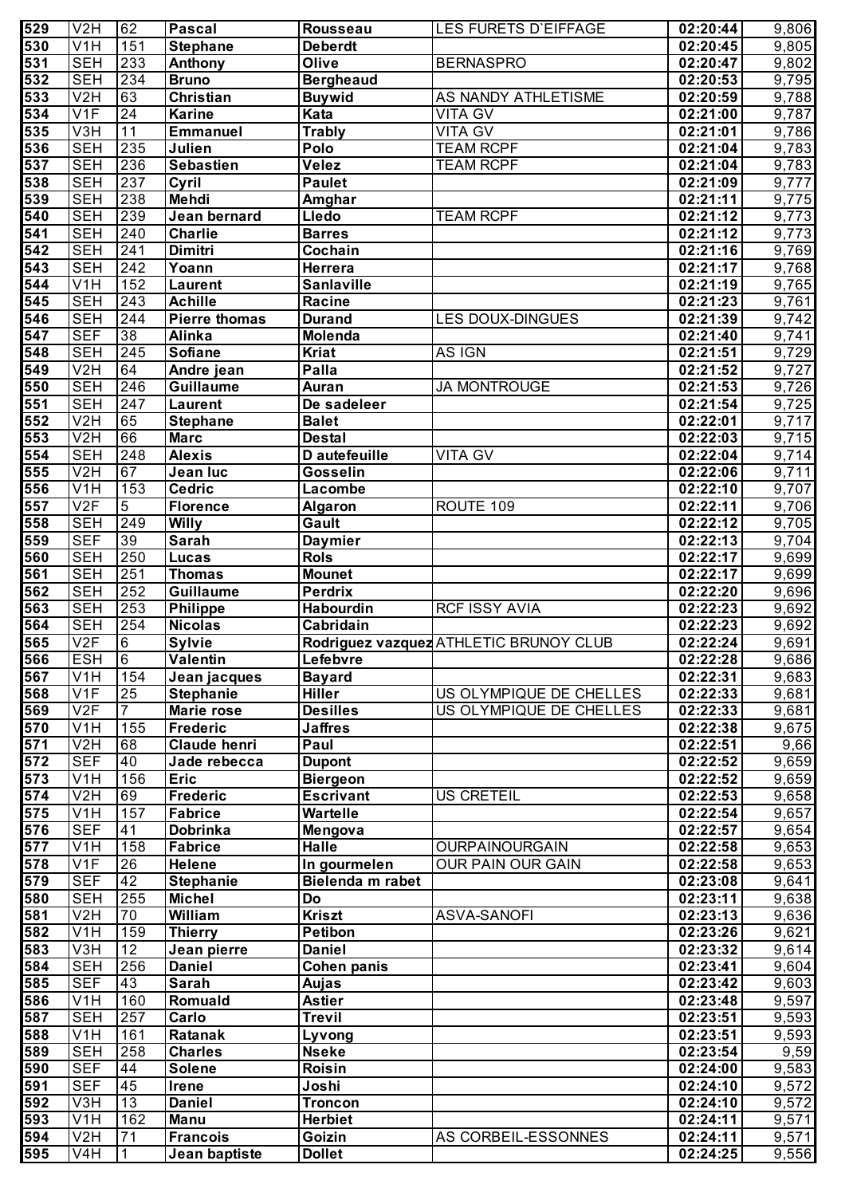| 529 | V2H | 62 | **Pascal** | **Rousseau** | LES FURETS D`EIFFAGE | **02:20:44** | 9,806 |
|---|---|---|---|---|---|---|---|
| 530 | V1H | 151 | **Stephane** | **Deberdt** | | **02:20:45** | 9,805 |
| 531 | SEH | 233 | **Anthony** | **Olive** | BERNASPRO | **02:20:47** | 9,802 |
| 532 | SEH | 234 | **Bruno** | **Bergheaud** | | **02:20:53** | 9,795 |
| 533 | V2H | 63 | **Christian** | **Buywid** | AS NANDY ATHLETISME | **02:20:59** | 9,788 |
| 534 | V1F | 24 | **Karine** | **Kata** | VITA GV | **02:21:00** | 9,787 |
| 535 | V3H | 11 | **Emmanuel** | **Trably** | VITA GV | **02:21:01** | 9,786 |
| 536 | SEH | 235 | **Julien** | **Polo** | TEAM RCPF | **02:21:04** | 9,783 |
| 537 | SEH | 236 | **Sebastien** | **Velez** | TEAM RCPF | **02:21:04** | 9,783 |
| 538 | SEH | 237 | **Cyril** | **Paulet** | | **02:21:09** | 9,777 |
| 539 | SEH | 238 | **Mehdi** | **Amghar** | | **02:21:11** | 9,775 |
| 540 | SEH | 239 | **Jean bernard** | **Lledo** | TEAM RCPF | **02:21:12** | 9,773 |
| 541 | SEH | 240 | **Charlie** | **Barres** | | **02:21:12** | 9,773 |
| 542 | SEH | 241 | **Dimitri** | **Cochain** | | **02:21:16** | 9,769 |
| 543 | SEH | 242 | **Yoann** | **Herrera** | | **02:21:17** | 9,768 |
| 544 | V1H | 152 | **Laurent** | **Sanlaville** | | **02:21:19** | 9,765 |
| 545 | SEH | 243 | **Achille** | **Racine** | | **02:21:23** | 9,761 |
| 546 | SEH | 244 | **Pierre thomas** | **Durand** | LES DOUX-DINGUES | **02:21:39** | 9,742 |
| 547 | SEF | 38 | **Alinka** | **Molenda** | | **02:21:40** | 9,741 |
| 548 | SEH | 245 | **Sofiane** | **Kriat** | AS IGN | **02:21:51** | 9,729 |
| 549 | V2H | 64 | **Andre jean** | **Palla** | | **02:21:52** | 9,727 |
| 550 | SEH | 246 | **Guillaume** | **Auran** | JA MONTROUGE | **02:21:53** | 9,726 |
| 551 | SEH | 247 | **Laurent** | **De sadeleer** | | **02:21:54** | 9,725 |
| 552 | V2H | 65 | **Stephane** | **Balet** | | **02:22:01** | 9,717 |
| 553 | V2H | 66 | **Marc** | **Destal** | | **02:22:03** | 9,715 |
| 554 | SEH | 248 | **Alexis** | **D autefeuille** | VITA GV | **02:22:04** | 9,714 |
| 555 | V2H | 67 | **Jean luc** | **Gosselin** | | **02:22:06** | 9,711 |
| 556 | V1H | 153 | **Cedric** | **Lacombe** | | **02:22:10** | 9,707 |
| 557 | V2F | 5 | **Florence** | **Algaron** | ROUTE 109 | **02:22:11** | 9,706 |
| 558 | SEH | 249 | **Willy** | **Gault** | | **02:22:12** | 9,705 |
| 559 | SEF | 39 | **Sarah** | **Daymier** | | **02:22:13** | 9,704 |
| 560 | SEH | 250 | **Lucas** | **Rols** | | **02:22:17** | 9,699 |
| 561 | SEH | 251 | **Thomas** | **Mounet** | | **02:22:17** | 9,699 |
| 562 | SEH | 252 | **Guillaume** | **Perdrix** | | **02:22:20** | 9,696 |
| 563 | SEH | 253 | **Philippe** | **Habourdin** | RCF ISSY AVIA | **02:22:23** | 9,692 |
| 564 | SEH | 254 | **Nicolas** | **Cabridain** | | **02:22:23** | 9,692 |
| 565 | V2F | 6 | **Sylvie** | **Rodriguez vazquez** | ATHLETIC BRUNOY CLUB | **02:22:24** | 9,691 |
| 566 | ESH | 6 | **Valentin** | **Lefebvre** | | **02:22:28** | 9,686 |
| 567 | V1H | 154 | **Jean jacques** | **Bayard** | | **02:22:31** | 9,683 |
| 568 | V1F | 25 | **Stephanie** | **Hiller** | US OLYMPIQUE DE CHELLES | **02:22:33** | 9,681 |
| 569 | V2F | 7 | **Marie rose** | **Desilles** | US OLYMPIQUE DE CHELLES | **02:22:33** | 9,681 |
| 570 | V1H | 155 | **Frederic** | **Jaffres** | | **02:22:38** | 9,675 |
| 571 | V2H | 68 | **Claude henri** | **Paul** | | **02:22:51** | 9,66 |
| 572 | SEF | 40 | **Jade rebecca** | **Dupont** | | **02:22:52** | 9,659 |
| 573 | V1H | 156 | **Eric** | **Biergeon** | | **02:22:52** | 9,659 |
| 574 | V2H | 69 | **Frederic** | **Escrivant** | US CRETEIL | **02:22:53** | 9,658 |
| 575 | V1H | 157 | **Fabrice** | **Wartelle** | | **02:22:54** | 9,657 |
| 576 | SEF | 41 | **Dobrinka** | **Mengova** | | **02:22:57** | 9,654 |
| 577 | V1H | 158 | **Fabrice** | **Halle** | OURPAINOURGAIN | **02:22:58** | 9,653 |
| 578 | V1F | 26 | **Helene** | **In gourmelen** | OUR PAIN OUR GAIN | **02:22:58** | 9,653 |
| 579 | SEF | 42 | **Stephanie** | **Bielenda m rabet** | | **02:23:08** | 9,641 |
| 580 | SEH | 255 | **Michel** | **Do** | | **02:23:11** | 9,638 |
| 581 | V2H | 70 | **William** | **Kriszt** | ASVA-SANOFI | **02:23:13** | 9,636 |
| 582 | V1H | 159 | **Thierry** | **Petibon** | | **02:23:26** | 9,621 |
| 583 | V3H | 12 | **Jean pierre** | **Daniel** | | **02:23:32** | 9,614 |
| 584 | SEH | 256 | **Daniel** | **Cohen panis** | | **02:23:41** | 9,604 |
| 585 | SEF | 43 | **Sarah** | **Aujas** | | **02:23:42** | 9,603 |
| 586 | V1H | 160 | **Romuald** | **Astier** | | **02:23:48** | 9,597 |
| 587 | SEH | 257 | **Carlo** | **Trevil** | | **02:23:51** | 9,593 |
| 588 | V1H | 161 | **Ratanak** | **Lyvong** | | **02:23:51** | 9,593 |
| 589 | SEH | 258 | **Charles** | **Nseke** | | **02:23:54** | 9,59 |
| 590 | SEF | 44 | **Solene** | **Roisin** | | **02:24:00** | 9,583 |
| 591 | SEF | 45 | **Irene** | **Joshi** | | **02:24:10** | 9,572 |
| 592 | V3H | 13 | **Daniel** | **Troncon** | | **02:24:10** | 9,572 |
| 593 | V1H | 162 | **Manu** | **Herbiet** | | **02:24:11** | 9,571 |
| 594 | V2H | 71 | **Francois** | **Goizin** | AS CORBEIL-ESSONNES | **02:24:11** | 9,571 |
| 595 | V4H | 1 | **Jean baptiste** | **Dollet** | | **02:24:25** | 9,556 |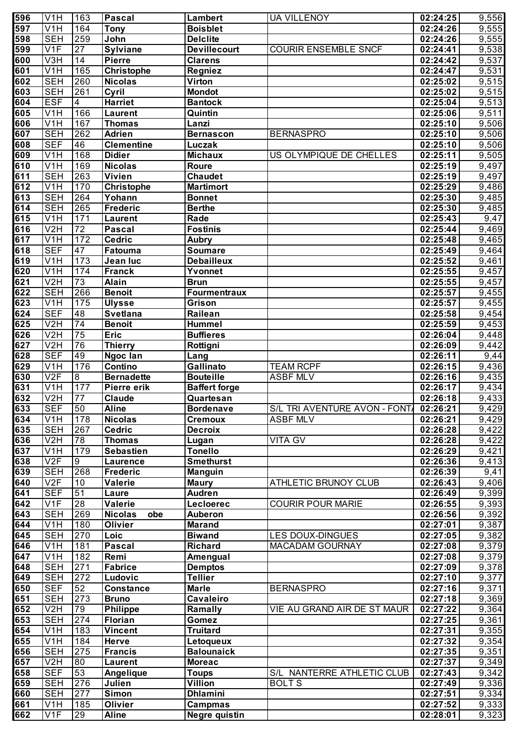| 596 | V1H | 163 | Pascal | Lambert | UA VILLENOY | 02:24:25 | 9,556 |
|---|---|---|---|---|---|---|---|
| 597 | V1H | 164 | Tony | Boisblet | | 02:24:26 | 9,555 |
| 598 | SEH | 259 | John | Delclite | | 02:24:26 | 9,555 |
| 599 | V1F | 27 | Sylviane | Devillecourt | COURIR ENSEMBLE SNCF | 02:24:41 | 9,538 |
| 600 | V3H | 14 | Pierre | Clarens | | 02:24:42 | 9,537 |
| 601 | V1H | 165 | Christophe | Regniez | | 02:24:47 | 9,531 |
| 602 | SEH | 260 | Nicolas | Virton | | 02:25:02 | 9,515 |
| 603 | SEH | 261 | Cyril | Mondot | | 02:25:02 | 9,515 |
| 604 | ESF | 4 | Harriet | Bantock | | 02:25:04 | 9,513 |
| 605 | V1H | 166 | Laurent | Quintin | | 02:25:06 | 9,511 |
| 606 | V1H | 167 | Thomas | Lanzi | | 02:25:10 | 9,506 |
| 607 | SEH | 262 | Adrien | Bernascon | BERNASPRO | 02:25:10 | 9,506 |
| 608 | SEF | 46 | Clementine | Luczak | | 02:25:10 | 9,506 |
| 609 | V1H | 168 | Didier | Michaux | US OLYMPIQUE DE CHELLES | 02:25:11 | 9,505 |
| 610 | V1H | 169 | Nicolas | Roure | | 02:25:19 | 9,497 |
| 611 | SEH | 263 | Vivien | Chaudet | | 02:25:19 | 9,497 |
| 612 | V1H | 170 | Christophe | Martimort | | 02:25:29 | 9,486 |
| 613 | SEH | 264 | Yohann | Bonnet | | 02:25:30 | 9,485 |
| 614 | SEH | 265 | Frederic | Berthe | | 02:25:30 | 9,485 |
| 615 | V1H | 171 | Laurent | Rade | | 02:25:43 | 9,47 |
| 616 | V2H | 72 | Pascal | Fostinis | | 02:25:44 | 9,469 |
| 617 | V1H | 172 | Cedric | Aubry | | 02:25:48 | 9,465 |
| 618 | SEF | 47 | Fatouma | Soumare | | 02:25:49 | 9,464 |
| 619 | V1H | 173 | Jean luc | Debailleux | | 02:25:52 | 9,461 |
| 620 | V1H | 174 | Franck | Yvonnet | | 02:25:55 | 9,457 |
| 621 | V2H | 73 | Alain | Brun | | 02:25:55 | 9,457 |
| 622 | SEH | 266 | Benoit | Fourmentraux | | 02:25:57 | 9,455 |
| 623 | V1H | 175 | Ulysse | Grison | | 02:25:57 | 9,455 |
| 624 | SEF | 48 | Svetlana | Railean | | 02:25:58 | 9,454 |
| 625 | V2H | 74 | Benoit | Hummel | | 02:25:59 | 9,453 |
| 626 | V2H | 75 | Eric | Buffieres | | 02:26:04 | 9,448 |
| 627 | V2H | 76 | Thierry | Rottigni | | 02:26:09 | 9,442 |
| 628 | SEF | 49 | Ngoc lan | Lang | | 02:26:11 | 9,44 |
| 629 | V1H | 176 | Contino | Gallinato | TEAM RCPF | 02:26:15 | 9,436 |
| 630 | V2F | 8 | Bernadette | Bouteille | ASBF MLV | 02:26:16 | 9,435 |
| 631 | V1H | 177 | Pierre erik | Baffert forge | | 02:26:17 | 9,434 |
| 632 | V2H | 77 | Claude | Quartesan | | 02:26:18 | 9,433 |
| 633 | SEF | 50 | Aline | Bordenave | S/L TRI AVENTURE AVON - FONT/ | 02:26:21 | 9,429 |
| 634 | V1H | 178 | Nicolas | Cremoux | ASBF MLV | 02:26:21 | 9,429 |
| 635 | SEH | 267 | Cedric | Decroix | | 02:26:28 | 9,422 |
| 636 | V2H | 78 | Thomas | Lugan | VITA GV | 02:26:28 | 9,422 |
| 637 | V1H | 179 | Sebastien | Tonello | | 02:26:29 | 9,421 |
| 638 | V2F | 9 | Laurence | Smethurst | | 02:26:36 | 9,413 |
| 639 | SEH | 268 | Frederic | Manguin | | 02:26:39 | 9,41 |
| 640 | V2F | 10 | Valerie | Maury | ATHLETIC BRUNOY CLUB | 02:26:43 | 9,406 |
| 641 | SEF | 51 | Laure | Audren | | 02:26:49 | 9,399 |
| 642 | V1F | 28 | Valerie | Lecloerec | COURIR POUR MARIE | 02:26:55 | 9,393 |
| 643 | SEH | 269 | Nicolas obe | Auberon | | 02:26:56 | 9,392 |
| 644 | V1H | 180 | Olivier | Marand | | 02:27:01 | 9,387 |
| 645 | SEH | 270 | Loic | Biwand | LES DOUX-DINGUES | 02:27:05 | 9,382 |
| 646 | V1H | 181 | Pascal | Richard | MACADAM GOURNAY | 02:27:08 | 9,379 |
| 647 | V1H | 182 | Remi | Amengual | | 02:27:08 | 9,379 |
| 648 | SEH | 271 | Fabrice | Demptos | | 02:27:09 | 9,378 |
| 649 | SEH | 272 | Ludovic | Tellier | | 02:27:10 | 9,377 |
| 650 | SEF | 52 | Constance | Marle | BERNASPRO | 02:27:16 | 9,371 |
| 651 | SEH | 273 | Bruno | Cavaleiro | | 02:27:18 | 9,369 |
| 652 | V2H | 79 | Philippe | Ramally | VIE AU GRAND AIR DE ST MAUR | 02:27:22 | 9,364 |
| 653 | SEH | 274 | Florian | Gomez | | 02:27:25 | 9,361 |
| 654 | V1H | 183 | Vincent | Truitard | | 02:27:31 | 9,355 |
| 655 | V1H | 184 | Herve | Letoqueux | | 02:27:32 | 9,354 |
| 656 | SEH | 275 | Francis | Balounaick | | 02:27:35 | 9,351 |
| 657 | V2H | 80 | Laurent | Moreac | | 02:27:37 | 9,349 |
| 658 | SEF | 53 | Angelique | Toups | S/L NANTERRE ATHLETIC CLUB | 02:27:43 | 9,342 |
| 659 | SEH | 276 | Julien | Villion | BOLT S | 02:27:49 | 9,336 |
| 660 | SEH | 277 | Simon | Dhlamini | | 02:27:51 | 9,334 |
| 661 | V1H | 185 | Olivier | Campmas | | 02:27:52 | 9,333 |
| 662 | V1F | 29 | Aline | Negre quistin | | 02:28:01 | 9,323 |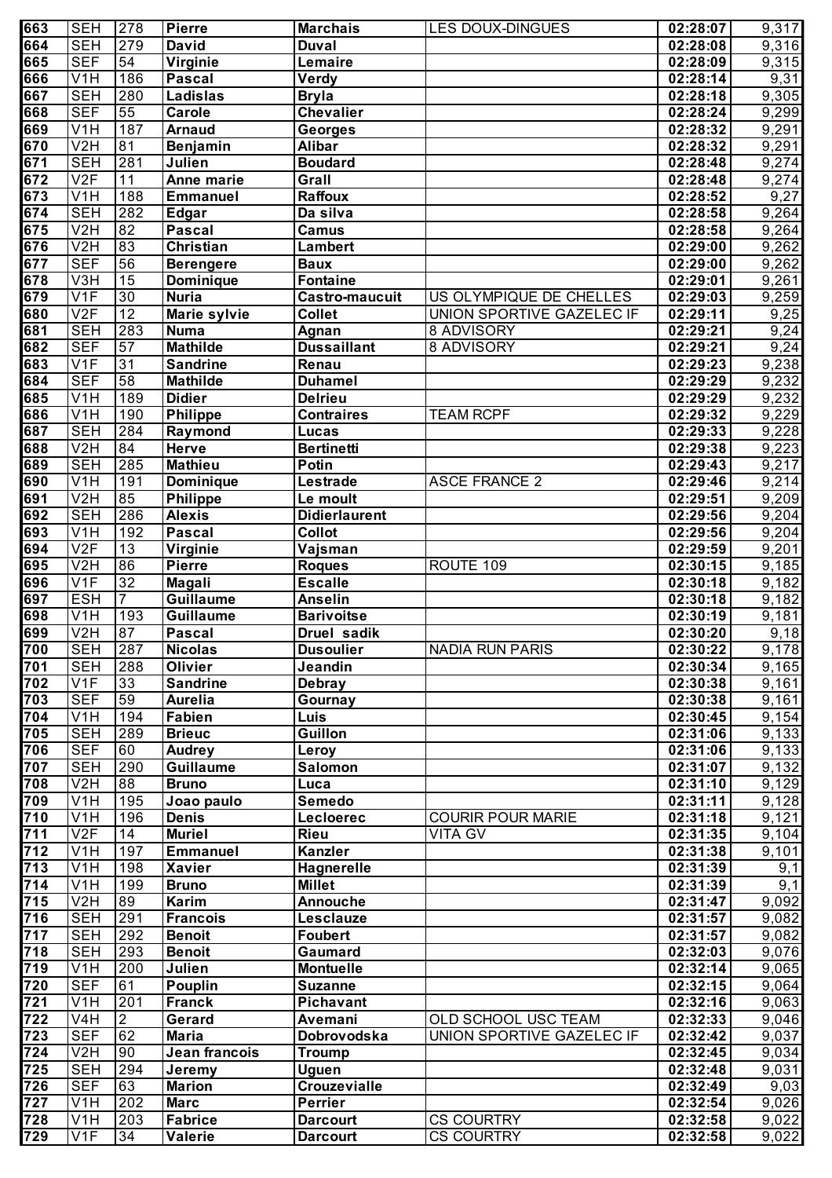| 663 | SEH | 278 | Pierre | Marchais | LES DOUX-DINGUES | 02:28:07 | 9,317 |
|---|---|---|---|---|---|---|---|
| 664 | SEH | 279 | David | Duval | | 02:28:08 | 9,316 |
| 665 | SEF | 54 | Virginie | Lemaire | | 02:28:09 | 9,315 |
| 666 | V1H | 186 | Pascal | Verdy | | 02:28:14 | 9,31 |
| 667 | SEH | 280 | Ladislas | Bryla | | 02:28:18 | 9,305 |
| 668 | SEF | 55 | Carole | Chevalier | | 02:28:24 | 9,299 |
| 669 | V1H | 187 | Arnaud | Georges | | 02:28:32 | 9,291 |
| 670 | V2H | 81 | Benjamin | Alibar | | 02:28:32 | 9,291 |
| 671 | SEH | 281 | Julien | Boudard | | 02:28:48 | 9,274 |
| 672 | V2F | 11 | Anne marie | Grall | | 02:28:48 | 9,274 |
| 673 | V1H | 188 | Emmanuel | Raffoux | | 02:28:52 | 9,27 |
| 674 | SEH | 282 | Edgar | Da silva | | 02:28:58 | 9,264 |
| 675 | V2H | 82 | Pascal | Camus | | 02:28:58 | 9,264 |
| 676 | V2H | 83 | Christian | Lambert | | 02:29:00 | 9,262 |
| 677 | SEF | 56 | Berengere | Baux | | 02:29:00 | 9,262 |
| 678 | V3H | 15 | Dominique | Fontaine | | 02:29:01 | 9,261 |
| 679 | V1F | 30 | Nuria | Castro-maucuit | US OLYMPIQUE DE CHELLES | 02:29:03 | 9,259 |
| 680 | V2F | 12 | Marie sylvie | Collet | UNION SPORTIVE GAZELEC IF | 02:29:11 | 9,25 |
| 681 | SEH | 283 | Numa | Agnan | 8 ADVISORY | 02:29:21 | 9,24 |
| 682 | SEF | 57 | Mathilde | Dussaillant | 8 ADVISORY | 02:29:21 | 9,24 |
| 683 | V1F | 31 | Sandrine | Renau | | 02:29:23 | 9,238 |
| 684 | SEF | 58 | Mathilde | Duhamel | | 02:29:29 | 9,232 |
| 685 | V1H | 189 | Didier | Delrieu | | 02:29:29 | 9,232 |
| 686 | V1H | 190 | Philippe | Contraires | TEAM RCPF | 02:29:32 | 9,229 |
| 687 | SEH | 284 | Raymond | Lucas | | 02:29:33 | 9,228 |
| 688 | V2H | 84 | Herve | Bertinetti | | 02:29:38 | 9,223 |
| 689 | SEH | 285 | Mathieu | Potin | | 02:29:43 | 9,217 |
| 690 | V1H | 191 | Dominique | Lestrade | ASCE FRANCE 2 | 02:29:46 | 9,214 |
| 691 | V2H | 85 | Philippe | Le moult | | 02:29:51 | 9,209 |
| 692 | SEH | 286 | Alexis | Didierlaurent | | 02:29:56 | 9,204 |
| 693 | V1H | 192 | Pascal | Collot | | 02:29:56 | 9,204 |
| 694 | V2F | 13 | Virginie | Vajsman | | 02:29:59 | 9,201 |
| 695 | V2H | 86 | Pierre | Roques | ROUTE 109 | 02:30:15 | 9,185 |
| 696 | V1F | 32 | Magali | Escalle | | 02:30:18 | 9,182 |
| 697 | ESH | 7 | Guillaume | Anselin | | 02:30:18 | 9,182 |
| 698 | V1H | 193 | Guillaume | Barivoitse | | 02:30:19 | 9,181 |
| 699 | V2H | 87 | Pascal | Druel sadik | | 02:30:20 | 9,18 |
| 700 | SEH | 287 | Nicolas | Dusoulier | NADIA RUN PARIS | 02:30:22 | 9,178 |
| 701 | SEH | 288 | Olivier | Jeandin | | 02:30:34 | 9,165 |
| 702 | V1F | 33 | Sandrine | Debray | | 02:30:38 | 9,161 |
| 703 | SEF | 59 | Aurelia | Gournay | | 02:30:38 | 9,161 |
| 704 | V1H | 194 | Fabien | Luis | | 02:30:45 | 9,154 |
| 705 | SEH | 289 | Brieuc | Guillon | | 02:31:06 | 9,133 |
| 706 | SEF | 60 | Audrey | Leroy | | 02:31:06 | 9,133 |
| 707 | SEH | 290 | Guillaume | Salomon | | 02:31:07 | 9,132 |
| 708 | V2H | 88 | Bruno | Luca | | 02:31:10 | 9,129 |
| 709 | V1H | 195 | Joao paulo | Semedo | | 02:31:11 | 9,128 |
| 710 | V1H | 196 | Denis | Lecloerec | COURIR POUR MARIE | 02:31:18 | 9,121 |
| 711 | V2F | 14 | Muriel | Rieu | VITA GV | 02:31:35 | 9,104 |
| 712 | V1H | 197 | Emmanuel | Kanzler | | 02:31:38 | 9,101 |
| 713 | V1H | 198 | Xavier | Hagnerelle | | 02:31:39 | 9,1 |
| 714 | V1H | 199 | Bruno | Millet | | 02:31:39 | 9,1 |
| 715 | V2H | 89 | Karim | Annouche | | 02:31:47 | 9,092 |
| 716 | SEH | 291 | Francois | Lesclauze | | 02:31:57 | 9,082 |
| 717 | SEH | 292 | Benoit | Foubert | | 02:31:57 | 9,082 |
| 718 | SEH | 293 | Benoit | Gaumard | | 02:32:03 | 9,076 |
| 719 | V1H | 200 | Julien | Montuelle | | 02:32:14 | 9,065 |
| 720 | SEF | 61 | Pouplin | Suzanne | | 02:32:15 | 9,064 |
| 721 | V1H | 201 | Franck | Pichavant | | 02:32:16 | 9,063 |
| 722 | V4H | 2 | Gerard | Avemani | OLD SCHOOL USC TEAM | 02:32:33 | 9,046 |
| 723 | SEF | 62 | Maria | Dobrovodska | UNION SPORTIVE GAZELEC IF | 02:32:42 | 9,037 |
| 724 | V2H | 90 | Jean francois | Troump | | 02:32:45 | 9,034 |
| 725 | SEH | 294 | Jeremy | Uguen | | 02:32:48 | 9,031 |
| 726 | SEF | 63 | Marion | Crouzevialle | | 02:32:49 | 9,03 |
| 727 | V1H | 202 | Marc | Perrier | | 02:32:54 | 9,026 |
| 728 | V1H | 203 | Fabrice | Darcourt | CS COURTRY | 02:32:58 | 9,022 |
| 729 | V1F | 34 | Valerie | Darcourt | CS COURTRY | 02:32:58 | 9,022 |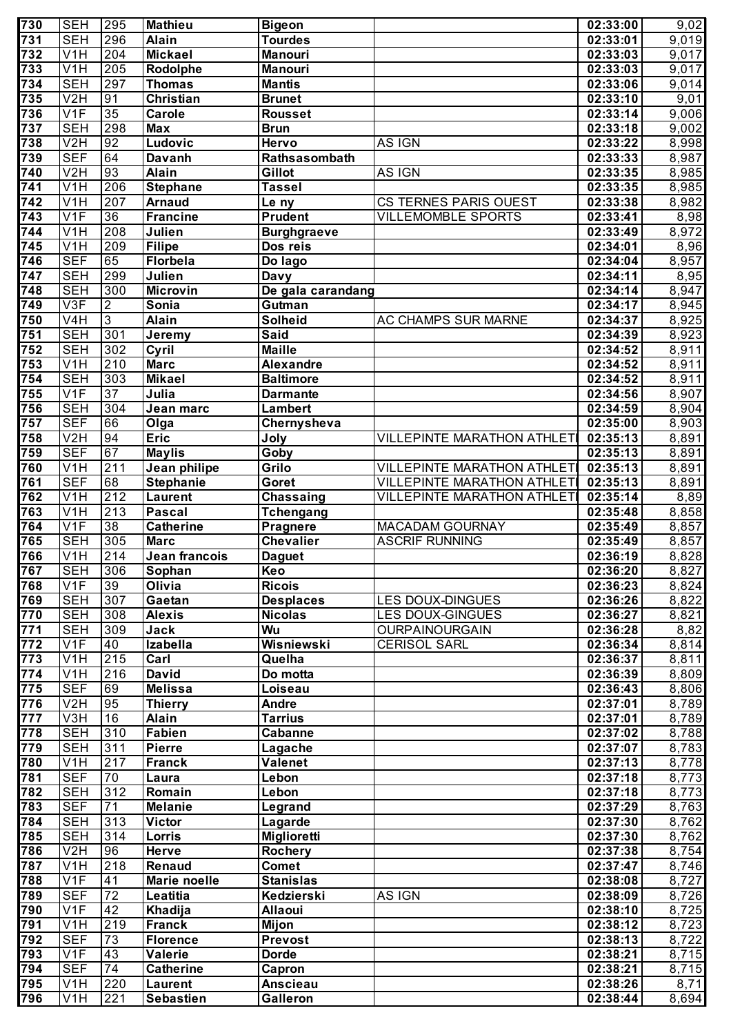| 730 | SEH | 295 | Mathieu | Bigeon | | 02:33:00 | 9,02 |
|---|---|---|---|---|---|---|---|
| 731 | SEH | 296 | Alain | Tourdes | | 02:33:01 | 9,019 |
| 732 | V1H | 204 | Mickael | Manouri | | 02:33:03 | 9,017 |
| 733 | V1H | 205 | Rodolphe | Manouri | | 02:33:03 | 9,017 |
| 734 | SEH | 297 | Thomas | Mantis | | 02:33:06 | 9,014 |
| 735 | V2H | 91 | Christian | Brunet | | 02:33:10 | 9,01 |
| 736 | V1F | 35 | Carole | Rousset | | 02:33:14 | 9,006 |
| 737 | SEH | 298 | Max | Brun | | 02:33:18 | 9,002 |
| 738 | V2H | 92 | Ludovic | Hervo | AS IGN | 02:33:22 | 8,998 |
| 739 | SEF | 64 | Davanh | Rathsasombath | | 02:33:33 | 8,987 |
| 740 | V2H | 93 | Alain | Gillot | AS IGN | 02:33:35 | 8,985 |
| 741 | V1H | 206 | Stephane | Tassel | | 02:33:35 | 8,985 |
| 742 | V1H | 207 | Arnaud | Le ny | CS TERNES PARIS OUEST | 02:33:38 | 8,982 |
| 743 | V1F | 36 | Francine | Prudent | VILLEMOMBLE SPORTS | 02:33:41 | 8,98 |
| 744 | V1H | 208 | Julien | Burghgraeve | | 02:33:49 | 8,972 |
| 745 | V1H | 209 | Filipe | Dos reis | | 02:34:01 | 8,96 |
| 746 | SEF | 65 | Florbela | Do lago | | 02:34:04 | 8,957 |
| 747 | SEH | 299 | Julien | Davy | | 02:34:11 | 8,95 |
| 748 | SEH | 300 | Microvin | De gala carandang | | 02:34:14 | 8,947 |
| 749 | V3F | 2 | Sonia | Gutman | | 02:34:17 | 8,945 |
| 750 | V4H | 3 | Alain | Solheid | AC CHAMPS SUR MARNE | 02:34:37 | 8,925 |
| 751 | SEH | 301 | Jeremy | Said | | 02:34:39 | 8,923 |
| 752 | SEH | 302 | Cyril | Maille | | 02:34:52 | 8,911 |
| 753 | V1H | 210 | Marc | Alexandre | | 02:34:52 | 8,911 |
| 754 | SEH | 303 | Mikael | Baltimore | | 02:34:52 | 8,911 |
| 755 | V1F | 37 | Julia | Darmante | | 02:34:56 | 8,907 |
| 756 | SEH | 304 | Jean marc | Lambert | | 02:34:59 | 8,904 |
| 757 | SEF | 66 | Olga | Chernysheva | | 02:35:00 | 8,903 |
| 758 | V2H | 94 | Eric | Joly | VILLEPINTE MARATHON ATHLETI | 02:35:13 | 8,891 |
| 759 | SEF | 67 | Maylis | Goby | | 02:35:13 | 8,891 |
| 760 | V1H | 211 | Jean philipe | Grilo | VILLEPINTE MARATHON ATHLETI | 02:35:13 | 8,891 |
| 761 | SEF | 68 | Stephanie | Goret | VILLEPINTE MARATHON ATHLETI | 02:35:13 | 8,891 |
| 762 | V1H | 212 | Laurent | Chassaing | VILLEPINTE MARATHON ATHLETI | 02:35:14 | 8,89 |
| 763 | V1H | 213 | Pascal | Tchengang | | 02:35:48 | 8,858 |
| 764 | V1F | 38 | Catherine | Pragnere | MACADAM GOURNAY | 02:35:49 | 8,857 |
| 765 | SEH | 305 | Marc | Chevalier | ASCRIF RUNNING | 02:35:49 | 8,857 |
| 766 | V1H | 214 | Jean francois | Daguet | | 02:36:19 | 8,828 |
| 767 | SEH | 306 | Sophan | Keo | | 02:36:20 | 8,827 |
| 768 | V1F | 39 | Olivia | Ricois | | 02:36:23 | 8,824 |
| 769 | SEH | 307 | Gaetan | Desplaces | LES DOUX-DINGUES | 02:36:26 | 8,822 |
| 770 | SEH | 308 | Alexis | Nicolas | LES DOUX-GINGUES | 02:36:27 | 8,821 |
| 771 | SEH | 309 | Jack | Wu | OURPAINOURGAIN | 02:36:28 | 8,82 |
| 772 | V1F | 40 | Izabella | Wisniewski | CERISOL SARL | 02:36:34 | 8,814 |
| 773 | V1H | 215 | Carl | Quelha | | 02:36:37 | 8,811 |
| 774 | V1H | 216 | David | Do motta | | 02:36:39 | 8,809 |
| 775 | SEF | 69 | Melissa | Loiseau | | 02:36:43 | 8,806 |
| 776 | V2H | 95 | Thierry | Andre | | 02:37:01 | 8,789 |
| 777 | V3H | 16 | Alain | Tarrius | | 02:37:01 | 8,789 |
| 778 | SEH | 310 | Fabien | Cabanne | | 02:37:02 | 8,788 |
| 779 | SEH | 311 | Pierre | Lagache | | 02:37:07 | 8,783 |
| 780 | V1H | 217 | Franck | Valenet | | 02:37:13 | 8,778 |
| 781 | SEF | 70 | Laura | Lebon | | 02:37:18 | 8,773 |
| 782 | SEH | 312 | Romain | Lebon | | 02:37:18 | 8,773 |
| 783 | SEF | 71 | Melanie | Legrand | | 02:37:29 | 8,763 |
| 784 | SEH | 313 | Victor | Lagarde | | 02:37:30 | 8,762 |
| 785 | SEH | 314 | Lorris | Miglioretti | | 02:37:30 | 8,762 |
| 786 | V2H | 96 | Herve | Rochery | | 02:37:38 | 8,754 |
| 787 | V1H | 218 | Renaud | Comet | | 02:37:47 | 8,746 |
| 788 | V1F | 41 | Marie noelle | Stanislas | | 02:38:08 | 8,727 |
| 789 | SEF | 72 | Leatitia | Kedzierski | AS IGN | 02:38:09 | 8,726 |
| 790 | V1F | 42 | Khadija | Allaoui | | 02:38:10 | 8,725 |
| 791 | V1H | 219 | Franck | Mijon | | 02:38:12 | 8,723 |
| 792 | SEF | 73 | Florence | Prevost | | 02:38:13 | 8,722 |
| 793 | V1F | 43 | Valerie | Dorde | | 02:38:21 | 8,715 |
| 794 | SEF | 74 | Catherine | Capron | | 02:38:21 | 8,715 |
| 795 | V1H | 220 | Laurent | Anscieau | | 02:38:26 | 8,71 |
| 796 | V1H | 221 | Sebastien | Galleron | | 02:38:44 | 8,694 |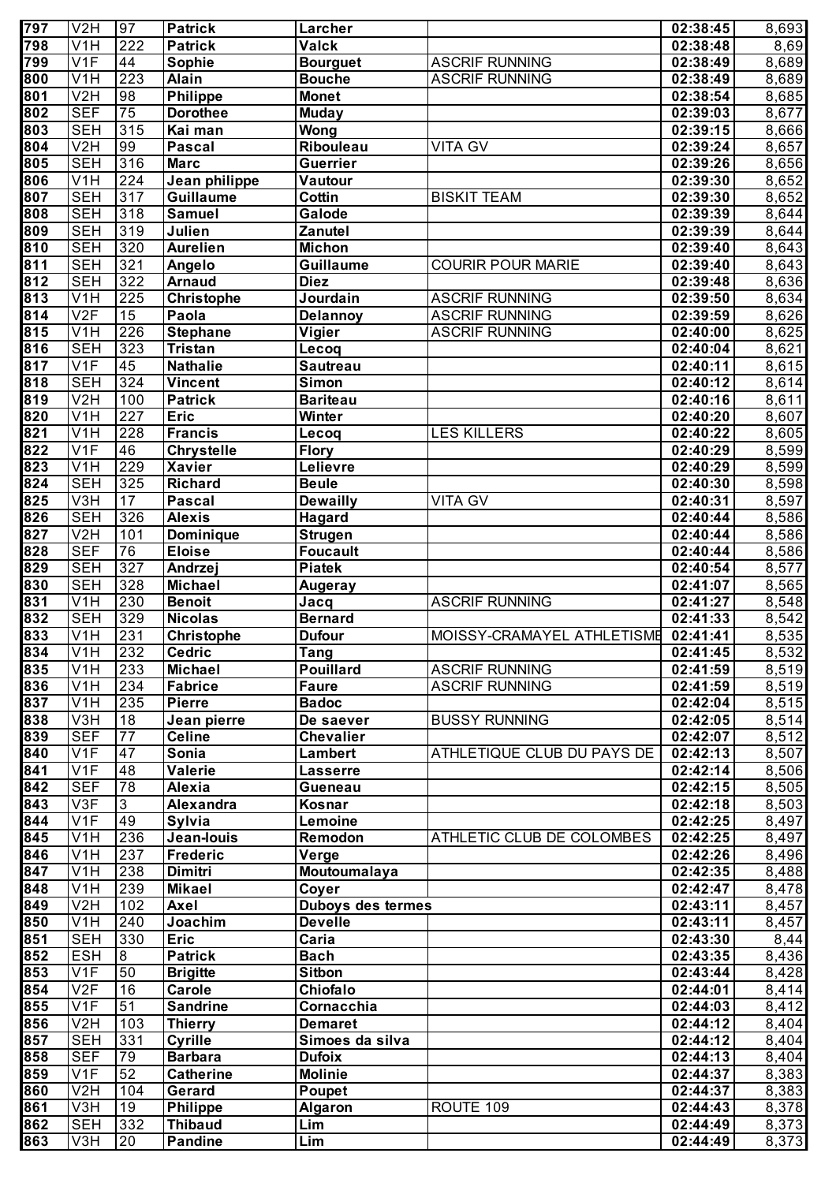| 797 | V2H | 97 | **Patrick** | **Larcher** | | **02:38:45** | 8,693 |
|---|---|---|---|---|---|---|---|
| 798 | V1H | 222 | **Patrick** | **Valck** | | **02:38:48** | 8,69 |
| 799 | V1F | 44 | **Sophie** | **Bourguet** | ASCRIF RUNNING | **02:38:49** | 8,689 |
| 800 | V1H | 223 | **Alain** | **Bouche** | ASCRIF RUNNING | **02:38:49** | 8,689 |
| 801 | V2H | 98 | **Philippe** | **Monet** | | **02:38:54** | 8,685 |
| 802 | SEF | 75 | **Dorothee** | **Muday** | | **02:39:03** | 8,677 |
| 803 | SEH | 315 | **Kai man** | **Wong** | | **02:39:15** | 8,666 |
| 804 | V2H | 99 | **Pascal** | **Ribouleau** | VITA GV | **02:39:24** | 8,657 |
| 805 | SEH | 316 | **Marc** | **Guerrier** | | **02:39:26** | 8,656 |
| 806 | V1H | 224 | **Jean philippe** | **Vautour** | | **02:39:30** | 8,652 |
| 807 | SEH | 317 | **Guillaume** | **Cottin** | BISKIT TEAM | **02:39:30** | 8,652 |
| 808 | SEH | 318 | **Samuel** | **Galode** | | **02:39:39** | 8,644 |
| 809 | SEH | 319 | **Julien** | **Zanutel** | | **02:39:39** | 8,644 |
| 810 | SEH | 320 | **Aurelien** | **Michon** | | **02:39:40** | 8,643 |
| 811 | SEH | 321 | **Angelo** | **Guillaume** | COURIR POUR MARIE | **02:39:40** | 8,643 |
| 812 | SEH | 322 | **Arnaud** | **Diez** | | **02:39:48** | 8,636 |
| 813 | V1H | 225 | **Christophe** | **Jourdain** | ASCRIF RUNNING | **02:39:50** | 8,634 |
| 814 | V2F | 15 | **Paola** | **Delannoy** | ASCRIF RUNNING | **02:39:59** | 8,626 |
| 815 | V1H | 226 | **Stephane** | **Vigier** | ASCRIF RUNNING | **02:40:00** | 8,625 |
| 816 | SEH | 323 | **Tristan** | **Lecoq** | | **02:40:04** | 8,621 |
| 817 | V1F | 45 | **Nathalie** | **Sautreau** | | **02:40:11** | 8,615 |
| 818 | SEH | 324 | **Vincent** | **Simon** | | **02:40:12** | 8,614 |
| 819 | V2H | 100 | **Patrick** | **Bariteau** | | **02:40:16** | 8,611 |
| 820 | V1H | 227 | **Eric** | **Winter** | | **02:40:20** | 8,607 |
| 821 | V1H | 228 | **Francis** | **Lecoq** | LES KILLERS | **02:40:22** | 8,605 |
| 822 | V1F | 46 | **Chrystelle** | **Flory** | | **02:40:29** | 8,599 |
| 823 | V1H | 229 | **Xavier** | **Lelievre** | | **02:40:29** | 8,599 |
| 824 | SEH | 325 | **Richard** | **Beule** | | **02:40:30** | 8,598 |
| 825 | V3H | 17 | **Pascal** | **Dewailly** | VITA GV | **02:40:31** | 8,597 |
| 826 | SEH | 326 | **Alexis** | **Hagard** | | **02:40:44** | 8,586 |
| 827 | V2H | 101 | **Dominique** | **Strugen** | | **02:40:44** | 8,586 |
| 828 | SEF | 76 | **Eloise** | **Foucault** | | **02:40:44** | 8,586 |
| 829 | SEH | 327 | **Andrzej** | **Piatek** | | **02:40:54** | 8,577 |
| 830 | SEH | 328 | **Michael** | **Augeray** | | **02:41:07** | 8,565 |
| 831 | V1H | 230 | **Benoit** | **Jacq** | ASCRIF RUNNING | **02:41:27** | 8,548 |
| 832 | SEH | 329 | **Nicolas** | **Bernard** | | **02:41:33** | 8,542 |
| 833 | V1H | 231 | **Christophe** | **Dufour** | MOISSY-CRAMAYEL ATHLETISME | **02:41:41** | 8,535 |
| 834 | V1H | 232 | **Cedric** | **Tang** | | **02:41:45** | 8,532 |
| 835 | V1H | 233 | **Michael** | **Pouillard** | ASCRIF RUNNING | **02:41:59** | 8,519 |
| 836 | V1H | 234 | **Fabrice** | **Faure** | ASCRIF RUNNING | **02:41:59** | 8,519 |
| 837 | V1H | 235 | **Pierre** | **Badoc** | | **02:42:04** | 8,515 |
| 838 | V3H | 18 | **Jean pierre** | **De saever** | BUSSY RUNNING | **02:42:05** | 8,514 |
| 839 | SEF | 77 | **Celine** | **Chevalier** | | **02:42:07** | 8,512 |
| 840 | V1F | 47 | **Sonia** | **Lambert** | ATHLETIQUE CLUB DU PAYS DE | **02:42:13** | 8,507 |
| 841 | V1F | 48 | **Valerie** | **Lasserre** | | **02:42:14** | 8,506 |
| 842 | SEF | 78 | **Alexia** | **Gueneau** | | **02:42:15** | 8,505 |
| 843 | V3F | 3 | **Alexandra** | **Kosnar** | | **02:42:18** | 8,503 |
| 844 | V1F | 49 | **Sylvia** | **Lemoine** | | **02:42:25** | 8,497 |
| 845 | V1H | 236 | **Jean-louis** | **Remodon** | ATHLETIC CLUB DE COLOMBES | **02:42:25** | 8,497 |
| 846 | V1H | 237 | **Frederic** | **Verge** | | **02:42:26** | 8,496 |
| 847 | V1H | 238 | **Dimitri** | **Moutoumalaya** | | **02:42:35** | 8,488 |
| 848 | V1H | 239 | **Mikael** | **Coyer** | | **02:42:47** | 8,478 |
| 849 | V2H | 102 | **Axel** | **Duboys des termes** | | **02:43:11** | 8,457 |
| 850 | V1H | 240 | **Joachim** | **Develle** | | **02:43:11** | 8,457 |
| 851 | SEH | 330 | **Eric** | **Caria** | | **02:43:30** | 8,44 |
| 852 | ESH | 8 | **Patrick** | **Bach** | | **02:43:35** | 8,436 |
| 853 | V1F | 50 | **Brigitte** | **Sitbon** | | **02:43:44** | 8,428 |
| 854 | V2F | 16 | **Carole** | **Chiofalo** | | **02:44:01** | 8,414 |
| 855 | V1F | 51 | **Sandrine** | **Cornacchia** | | **02:44:03** | 8,412 |
| 856 | V2H | 103 | **Thierry** | **Demaret** | | **02:44:12** | 8,404 |
| 857 | SEH | 331 | **Cyrille** | **Simoes da silva** | | **02:44:12** | 8,404 |
| 858 | SEF | 79 | **Barbara** | **Dufoix** | | **02:44:13** | 8,404 |
| 859 | V1F | 52 | **Catherine** | **Molinie** | | **02:44:37** | 8,383 |
| 860 | V2H | 104 | **Gerard** | **Poupet** | | **02:44:37** | 8,383 |
| 861 | V3H | 19 | **Philippe** | **Algaron** | ROUTE 109 | **02:44:43** | 8,378 |
| 862 | SEH | 332 | **Thibaud** | **Lim** | | **02:44:49** | 8,373 |
| 863 | V3H | 20 | **Pandine** | **Lim** | | **02:44:49** | 8,373 |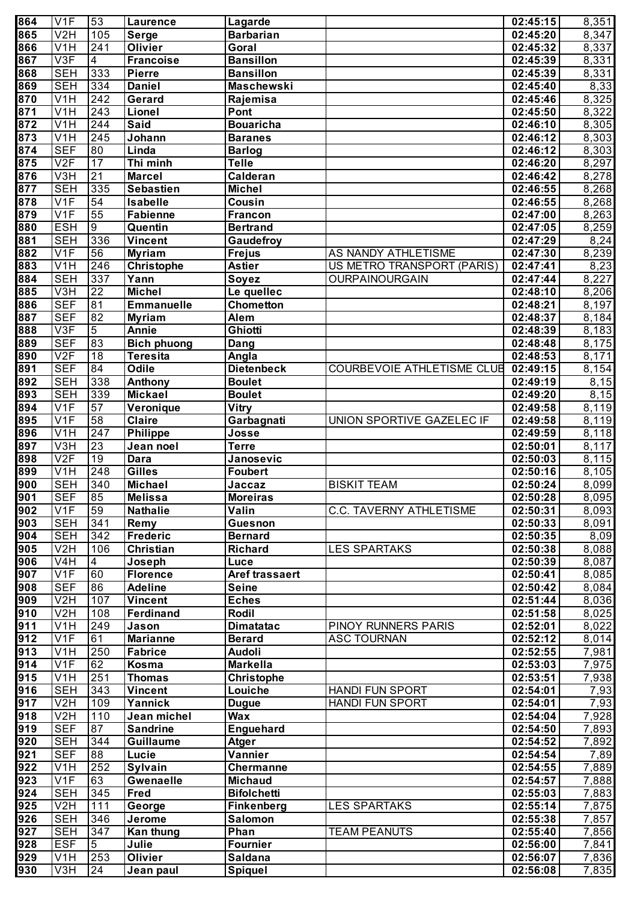| 864 | V1F | 53 | Laurence | Lagarde | | 02:45:15 | 8,351 |
|---|---|---|---|---|---|---|---|
| 865 | V2H | 105 | Serge | Barbarian | | 02:45:20 | 8,347 |
| 866 | V1H | 241 | Olivier | Goral | | 02:45:32 | 8,337 |
| 867 | V3F | 4 | Francoise | Bansillon | | 02:45:39 | 8,331 |
| 868 | SEH | 333 | Pierre | Bansillon | | 02:45:39 | 8,331 |
| 869 | SEH | 334 | Daniel | Maschewski | | 02:45:40 | 8,33 |
| 870 | V1H | 242 | Gerard | Rajemisa | | 02:45:46 | 8,325 |
| 871 | V1H | 243 | Lionel | Pont | | 02:45:50 | 8,322 |
| 872 | V1H | 244 | Said | Bouaricha | | 02:46:10 | 8,305 |
| 873 | V1H | 245 | Johann | Baranes | | 02:46:12 | 8,303 |
| 874 | SEF | 80 | Linda | Barlog | | 02:46:12 | 8,303 |
| 875 | V2F | 17 | Thi minh | Telle | | 02:46:20 | 8,297 |
| 876 | V3H | 21 | Marcel | Calderan | | 02:46:42 | 8,278 |
| 877 | SEH | 335 | Sebastien | Michel | | 02:46:55 | 8,268 |
| 878 | V1F | 54 | Isabelle | Cousin | | 02:46:55 | 8,268 |
| 879 | V1F | 55 | Fabienne | Francon | | 02:47:00 | 8,263 |
| 880 | ESH | 9 | Quentin | Bertrand | | 02:47:05 | 8,259 |
| 881 | SEH | 336 | Vincent | Gaudefroy | | 02:47:29 | 8,24 |
| 882 | V1F | 56 | Myriam | Frejus | AS NANDY ATHLETISME | 02:47:30 | 8,239 |
| 883 | V1H | 246 | Christophe | Astier | US METRO TRANSPORT (PARIS) | 02:47:41 | 8,23 |
| 884 | SEH | 337 | Yann | Soyez | OURPAINOURGAIN | 02:47:44 | 8,227 |
| 885 | V3H | 22 | Michel | Le quellec | | 02:48:10 | 8,206 |
| 886 | SEF | 81 | Emmanuelle | Chometton | | 02:48:21 | 8,197 |
| 887 | SEF | 82 | Myriam | Alem | | 02:48:37 | 8,184 |
| 888 | V3F | 5 | Annie | Ghiotti | | 02:48:39 | 8,183 |
| 889 | SEF | 83 | Bich phuong | Dang | | 02:48:48 | 8,175 |
| 890 | V2F | 18 | Teresita | Angla | | 02:48:53 | 8,171 |
| 891 | SEF | 84 | Odile | Dietenbeck | COURBEVOIE ATHLETISME CLUB | 02:49:15 | 8,154 |
| 892 | SEH | 338 | Anthony | Boulet | | 02:49:19 | 8,15 |
| 893 | SEH | 339 | Mickael | Boulet | | 02:49:20 | 8,15 |
| 894 | V1F | 57 | Veronique | Vitry | | 02:49:58 | 8,119 |
| 895 | V1F | 58 | Claire | Garbagnati | UNION SPORTIVE GAZELEC IF | 02:49:58 | 8,119 |
| 896 | V1H | 247 | Philippe | Josse | | 02:49:59 | 8,118 |
| 897 | V3H | 23 | Jean noel | Terre | | 02:50:01 | 8,117 |
| 898 | V2F | 19 | Dara | Janosevic | | 02:50:03 | 8,115 |
| 899 | V1H | 248 | Gilles | Foubert | | 02:50:16 | 8,105 |
| 900 | SEH | 340 | Michael | Jaccaz | BISKIT TEAM | 02:50:24 | 8,099 |
| 901 | SEF | 85 | Melissa | Moreiras | | 02:50:28 | 8,095 |
| 902 | V1F | 59 | Nathalie | Valin | C.C. TAVERNY ATHLETISME | 02:50:31 | 8,093 |
| 903 | SEH | 341 | Remy | Guesnon | | 02:50:33 | 8,091 |
| 904 | SEH | 342 | Frederic | Bernard | | 02:50:35 | 8,09 |
| 905 | V2H | 106 | Christian | Richard | LES SPARTAKS | 02:50:38 | 8,088 |
| 906 | V4H | 4 | Joseph | Luce | | 02:50:39 | 8,087 |
| 907 | V1F | 60 | Florence | Aref trassaert | | 02:50:41 | 8,085 |
| 908 | SEF | 86 | Adeline | Seine | | 02:50:42 | 8,084 |
| 909 | V2H | 107 | Vincent | Eches | | 02:51:44 | 8,036 |
| 910 | V2H | 108 | Ferdinand | Rodil | | 02:51:58 | 8,025 |
| 911 | V1H | 249 | Jason | Dimatatac | PINOY RUNNERS PARIS | 02:52:01 | 8,022 |
| 912 | V1F | 61 | Marianne | Berard | ASC TOURNAN | 02:52:12 | 8,014 |
| 913 | V1H | 250 | Fabrice | Audoli | | 02:52:55 | 7,981 |
| 914 | V1F | 62 | Kosma | Markella | | 02:53:03 | 7,975 |
| 915 | V1H | 251 | Thomas | Christophe | | 02:53:51 | 7,938 |
| 916 | SEH | 343 | Vincent | Louiche | HANDI FUN SPORT | 02:54:01 | 7,93 |
| 917 | V2H | 109 | Yannick | Dugue | HANDI FUN SPORT | 02:54:01 | 7,93 |
| 918 | V2H | 110 | Jean michel | Wax | | 02:54:04 | 7,928 |
| 919 | SEF | 87 | Sandrine | Enguehard | | 02:54:50 | 7,893 |
| 920 | SEH | 344 | Guillaume | Atger | | 02:54:52 | 7,892 |
| 921 | SEF | 88 | Lucie | Vannier | | 02:54:54 | 7,89 |
| 922 | V1H | 252 | Sylvain | Chermanne | | 02:54:55 | 7,889 |
| 923 | V1F | 63 | Gwenaelle | Michaud | | 02:54:57 | 7,888 |
| 924 | SEH | 345 | Fred | Bifolchetti | | 02:55:03 | 7,883 |
| 925 | V2H | 111 | George | Finkenberg | LES SPARTAKS | 02:55:14 | 7,875 |
| 926 | SEH | 346 | Jerome | Salomon | | 02:55:38 | 7,857 |
| 927 | SEH | 347 | Kan thung | Phan | TEAM PEANUTS | 02:55:40 | 7,856 |
| 928 | ESF | 5 | Julie | Fournier | | 02:56:00 | 7,841 |
| 929 | V1H | 253 | Olivier | Saldana | | 02:56:07 | 7,836 |
| 930 | V3H | 24 | Jean paul | Spiquel | | 02:56:08 | 7,835 |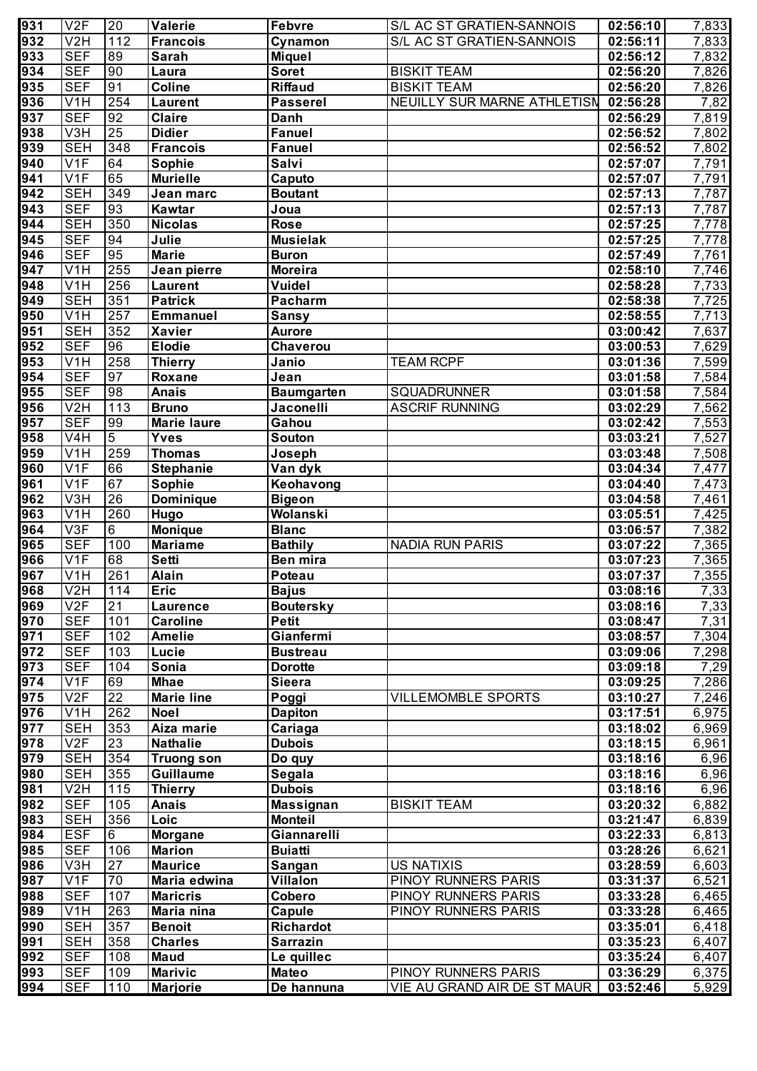| | | | | | | | |
|---|---|---|---|---|---|---|---|
| 931 | V2F | 20 | **Valerie** | **Febvre** | S/L AC ST GRATIEN-SANNOIS | **02:56:10** | 7,833 |
| 932 | V2H | 112 | **Francois** | **Cynamon** | S/L AC ST GRATIEN-SANNOIS | **02:56:11** | 7,833 |
| 933 | SEF | 89 | **Sarah** | **Miquel** | | **02:56:12** | 7,832 |
| 934 | SEF | 90 | **Laura** | **Soret** | BISKIT TEAM | **02:56:20** | 7,826 |
| 935 | SEF | 91 | **Coline** | **Riffaud** | BISKIT TEAM | **02:56:20** | 7,826 |
| 936 | V1H | 254 | **Laurent** | **Passerel** | NEUILLY SUR MARNE ATHLETISM | **02:56:28** | 7,82 |
| 937 | SEF | 92 | **Claire** | **Danh** | | **02:56:29** | 7,819 |
| 938 | V3H | 25 | **Didier** | **Fanuel** | | **02:56:52** | 7,802 |
| 939 | SEH | 348 | **Francois** | **Fanuel** | | **02:56:52** | 7,802 |
| 940 | V1F | 64 | **Sophie** | **Salvi** | | **02:57:07** | 7,791 |
| 941 | V1F | 65 | **Murielle** | **Caputo** | | **02:57:07** | 7,791 |
| 942 | SEH | 349 | **Jean marc** | **Boutant** | | **02:57:13** | 7,787 |
| 943 | SEF | 93 | **Kawtar** | **Joua** | | **02:57:13** | 7,787 |
| 944 | SEH | 350 | **Nicolas** | **Rose** | | **02:57:25** | 7,778 |
| 945 | SEF | 94 | **Julie** | **Musielak** | | **02:57:25** | 7,778 |
| 946 | SEF | 95 | **Marie** | **Buron** | | **02:57:49** | 7,761 |
| 947 | V1H | 255 | **Jean pierre** | **Moreira** | | **02:58:10** | 7,746 |
| 948 | V1H | 256 | **Laurent** | **Vuidel** | | **02:58:28** | 7,733 |
| 949 | SEH | 351 | **Patrick** | **Pacharm** | | **02:58:38** | 7,725 |
| 950 | V1H | 257 | **Emmanuel** | **Sansy** | | **02:58:55** | 7,713 |
| 951 | SEH | 352 | **Xavier** | **Aurore** | | **03:00:42** | 7,637 |
| 952 | SEF | 96 | **Elodie** | **Chaverou** | | **03:00:53** | 7,629 |
| 953 | V1H | 258 | **Thierry** | **Janio** | TEAM RCPF | **03:01:36** | 7,599 |
| 954 | SEF | 97 | **Roxane** | **Jean** | | **03:01:58** | 7,584 |
| 955 | SEF | 98 | **Anais** | **Baumgarten** | SQUADRUNNER | **03:01:58** | 7,584 |
| 956 | V2H | 113 | **Bruno** | **Jaconelli** | ASCRIF RUNNING | **03:02:29** | 7,562 |
| 957 | SEF | 99 | **Marie laure** | **Gahou** | | **03:02:42** | 7,553 |
| 958 | V4H | 5 | **Yves** | **Souton** | | **03:03:21** | 7,527 |
| 959 | V1H | 259 | **Thomas** | **Joseph** | | **03:03:48** | 7,508 |
| 960 | V1F | 66 | **Stephanie** | **Van dyk** | | **03:04:34** | 7,477 |
| 961 | V1F | 67 | **Sophie** | **Keohavong** | | **03:04:40** | 7,473 |
| 962 | V3H | 26 | **Dominique** | **Bigeon** | | **03:04:58** | 7,461 |
| 963 | V1H | 260 | **Hugo** | **Wolanski** | | **03:05:51** | 7,425 |
| 964 | V3F | 6 | **Monique** | **Blanc** | | **03:06:57** | 7,382 |
| 965 | SEF | 100 | **Mariame** | **Bathily** | NADIA RUN PARIS | **03:07:22** | 7,365 |
| 966 | V1F | 68 | **Setti** | **Ben mira** | | **03:07:23** | 7,365 |
| 967 | V1H | 261 | **Alain** | **Poteau** | | **03:07:37** | 7,355 |
| 968 | V2H | 114 | **Eric** | **Bajus** | | **03:08:16** | 7,33 |
| 969 | V2F | 21 | **Laurence** | **Boutersky** | | **03:08:16** | 7,33 |
| 970 | SEF | 101 | **Caroline** | **Petit** | | **03:08:47** | 7,31 |
| 971 | SEF | 102 | **Amelie** | **Gianfermi** | | **03:08:57** | 7,304 |
| 972 | SEF | 103 | **Lucie** | **Bustreau** | | **03:09:06** | 7,298 |
| 973 | SEF | 104 | **Sonia** | **Dorotte** | | **03:09:18** | 7,29 |
| 974 | V1F | 69 | **Mhae** | **Sieera** | | **03:09:25** | 7,286 |
| 975 | V2F | 22 | **Marie line** | **Poggi** | VILLEMOMBLE SPORTS | **03:10:27** | 7,246 |
| 976 | V1H | 262 | **Noel** | **Dapiton** | | **03:17:51** | 6,975 |
| 977 | SEH | 353 | **Aiza marie** | **Cariaga** | | **03:18:02** | 6,969 |
| 978 | V2F | 23 | **Nathalie** | **Dubois** | | **03:18:15** | 6,961 |
| 979 | SEH | 354 | **Truong son** | **Do quy** | | **03:18:16** | 6,96 |
| 980 | SEH | 355 | **Guillaume** | **Segala** | | **03:18:16** | 6,96 |
| 981 | V2H | 115 | **Thierry** | **Dubois** | | **03:18:16** | 6,96 |
| 982 | SEF | 105 | **Anais** | **Massignan** | BISKIT TEAM | **03:20:32** | 6,882 |
| 983 | SEH | 356 | **Loic** | **Monteil** | | **03:21:47** | 6,839 |
| 984 | ESF | 6 | **Morgane** | **Giannarelli** | | **03:22:33** | 6,813 |
| 985 | SEF | 106 | **Marion** | **Buiatti** | | **03:28:26** | 6,621 |
| 986 | V3H | 27 | **Maurice** | **Sangan** | US NATIXIS | **03:28:59** | 6,603 |
| 987 | V1F | 70 | **Maria edwina** | **Villalon** | PINOY RUNNERS PARIS | **03:31:37** | 6,521 |
| 988 | SEF | 107 | **Maricris** | **Cobero** | PINOY RUNNERS PARIS | **03:33:28** | 6,465 |
| 989 | V1H | 263 | **Maria nina** | **Capule** | PINOY RUNNERS PARIS | **03:33:28** | 6,465 |
| 990 | SEH | 357 | **Benoit** | **Richardot** | | **03:35:01** | 6,418 |
| 991 | SEH | 358 | **Charles** | **Sarrazin** | | **03:35:23** | 6,407 |
| 992 | SEF | 108 | **Maud** | **Le quillec** | | **03:35:24** | 6,407 |
| 993 | SEF | 109 | **Marivic** | **Mateo** | PINOY RUNNERS PARIS | **03:36:29** | 6,375 |
| 994 | SEF | 110 | **Marjorie** | **De hannuna** | VIE AU GRAND AIR DE ST MAUR | **03:52:46** | 5,929 |